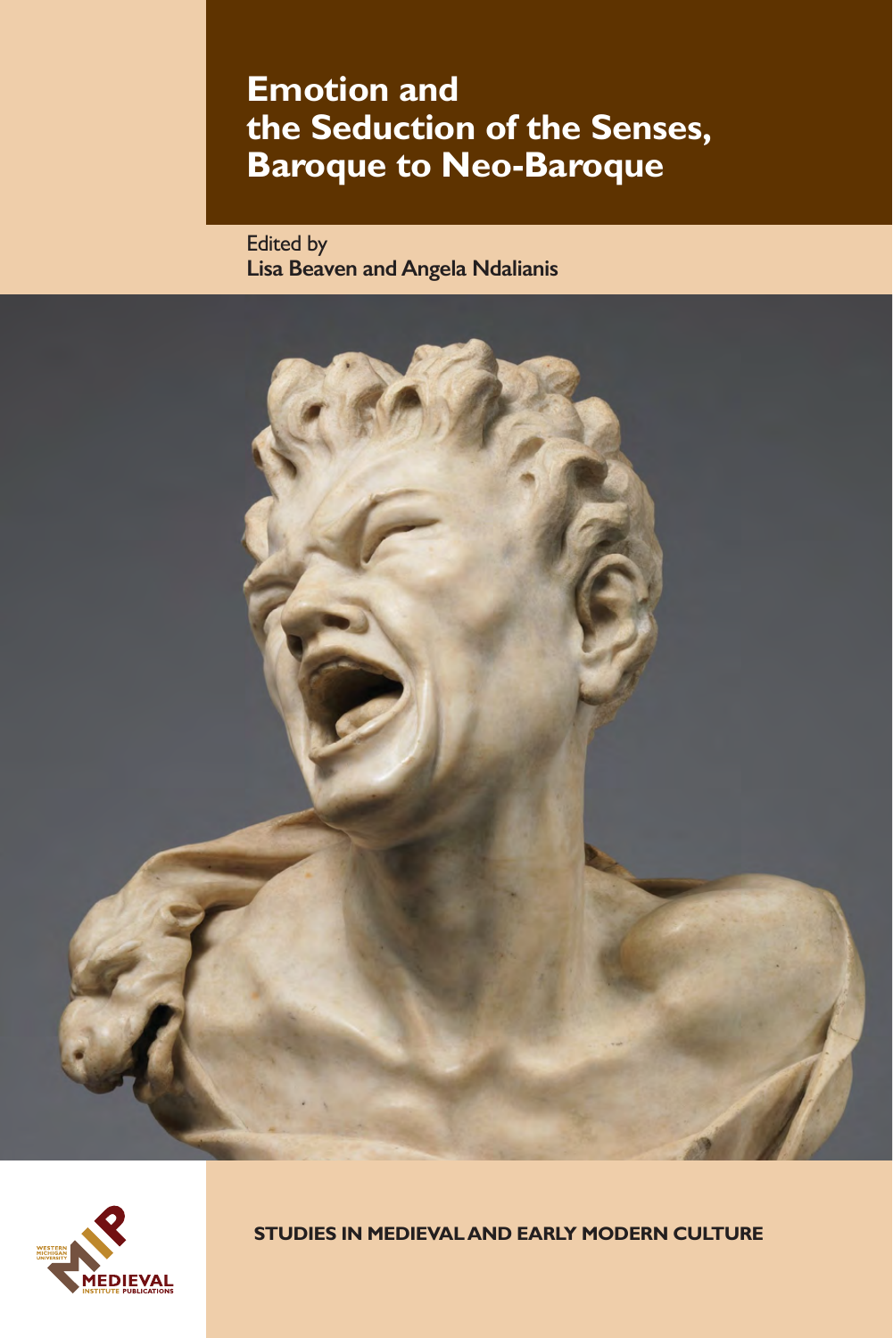# Emotion and the Seduction of the Senses, Baroque to Neo-Baroque

Edited by
**Lisa Beaven and Angela Ndalianis**

WESTERN MICHIGAN UNIVERSITY
MEDIEVAL INSTITUTE PUBLICATIONS

**STUDIES IN MEDIEVAL AND EARLY MODERN CULTURE**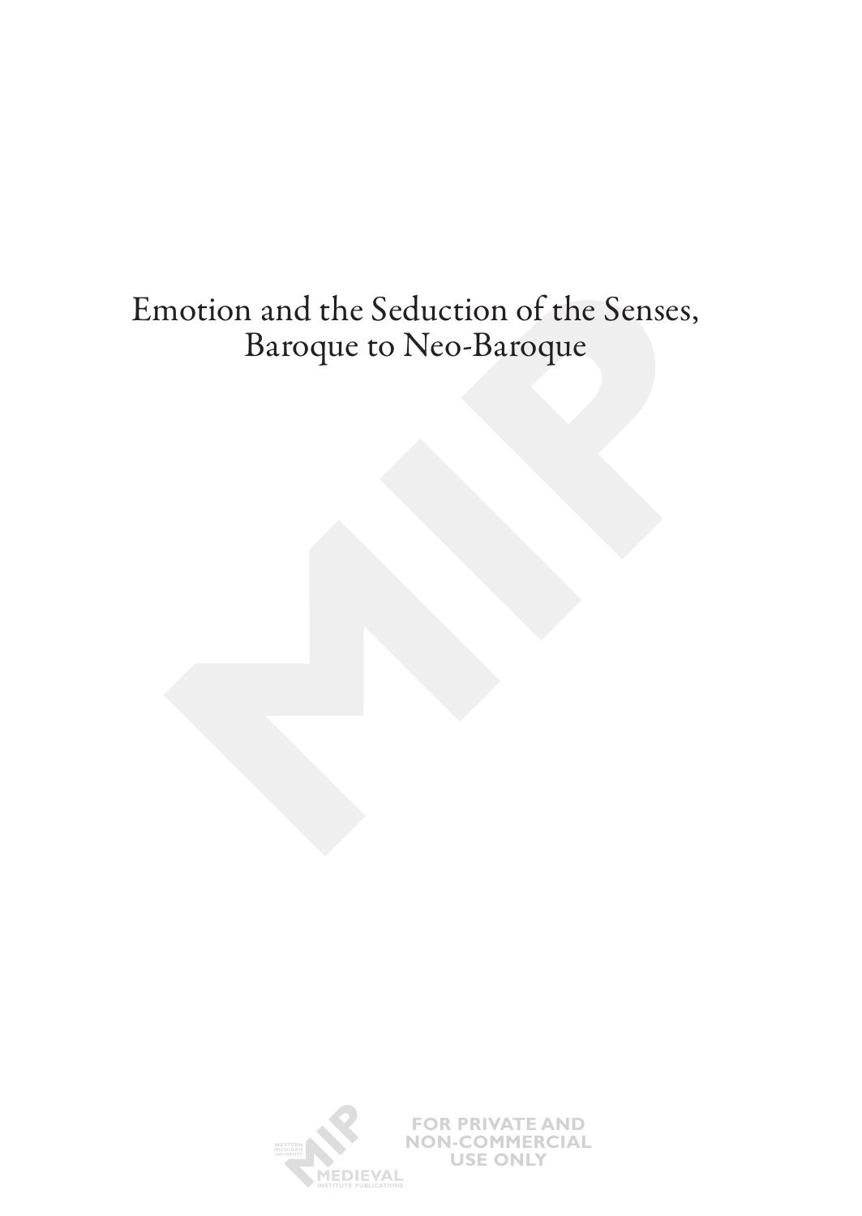# Emotion and the Seduction of the Senses, Baroque to Neo-Baroque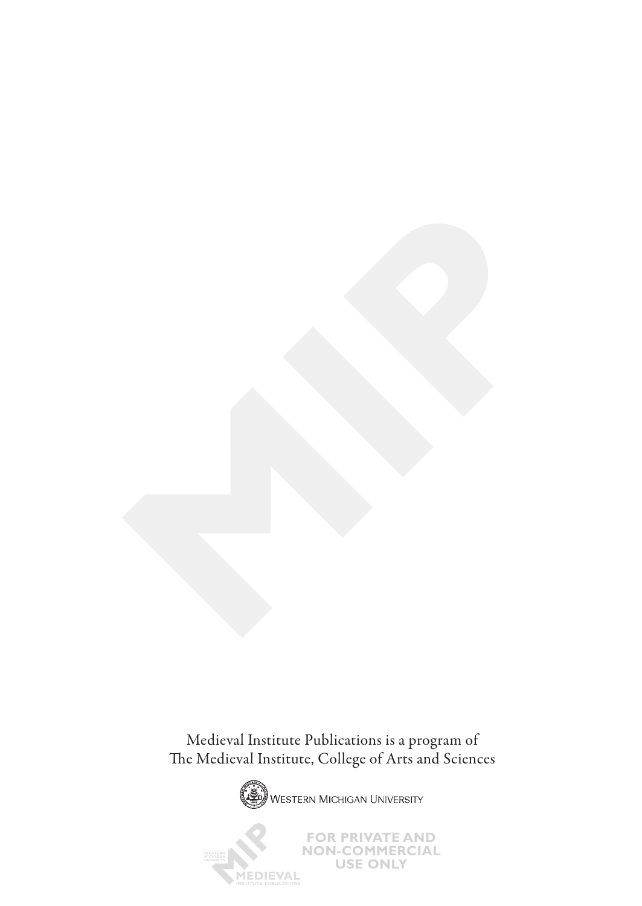Medieval Institute Publications is a program of
The Medieval Institute, College of Arts and Sciences

Western Michigan University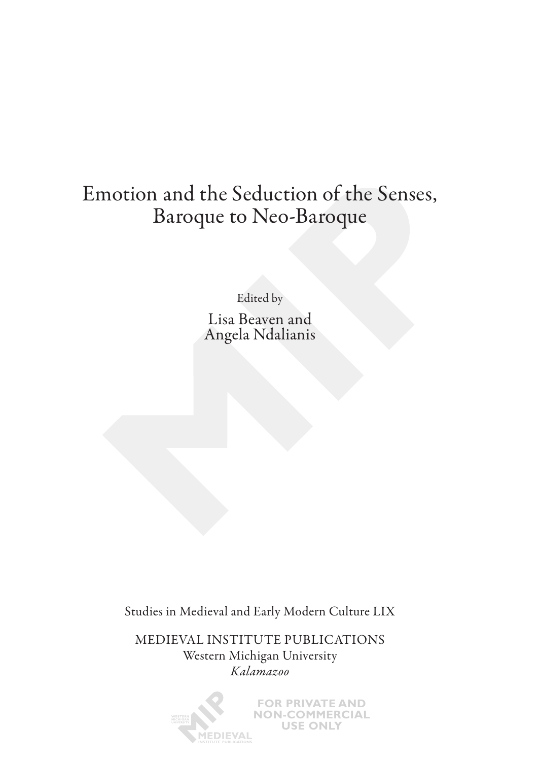# Emotion and the Seduction of the Senses, Baroque to Neo-Baroque

Edited by

Lisa Beaven and
Angela Ndalianis

Studies in Medieval and Early Modern Culture LIX

MEDIEVAL INSTITUTE PUBLICATIONS
Western Michigan University
*Kalamazoo*

FOR PRIVATE AND NON-COMMERCIAL USE ONLY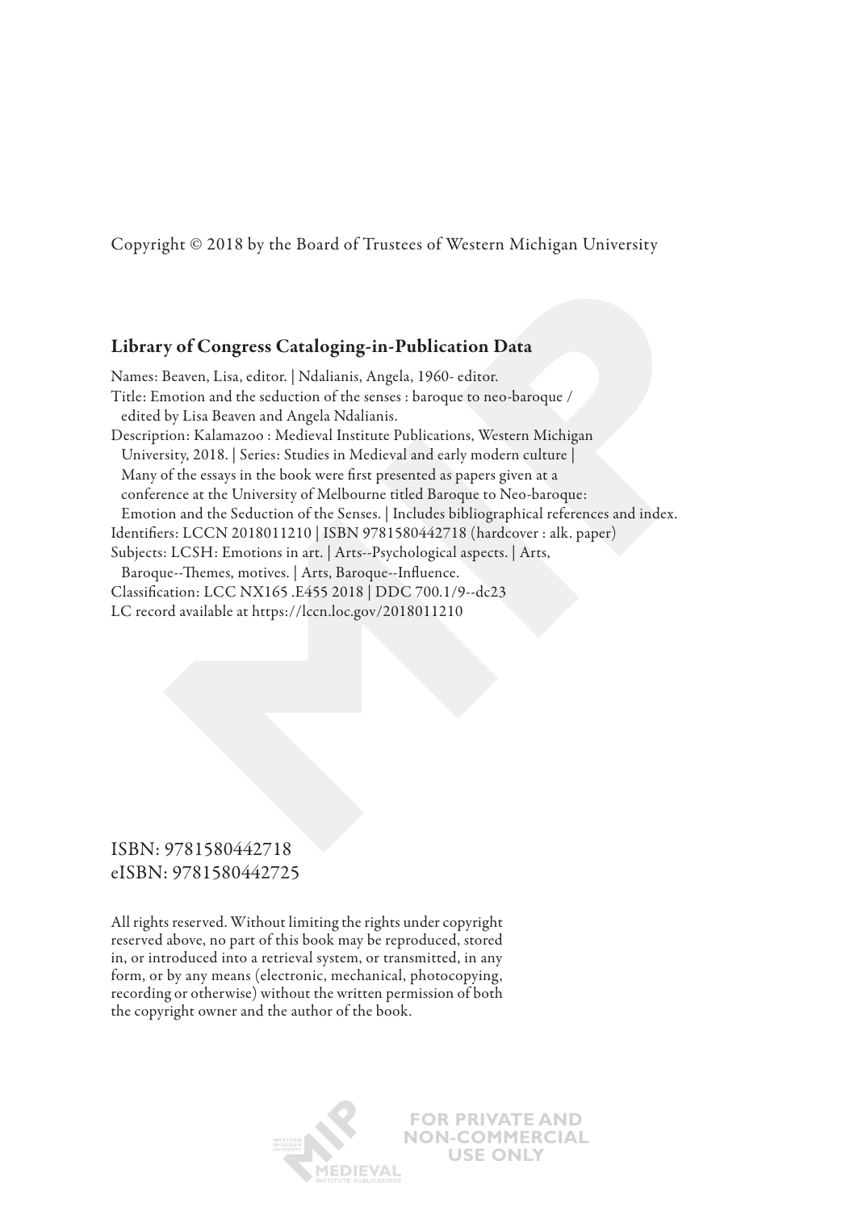Copyright © 2018 by the Board of Trustees of Western Michigan University

## Library of Congress Cataloging-in-Publication Data

Names: Beaven, Lisa, editor. | Ndalianis, Angela, 1960- editor.
Title: Emotion and the seduction of the senses : baroque to neo-baroque /
edited by Lisa Beaven and Angela Ndalianis.
Description: Kalamazoo : Medieval Institute Publications, Western Michigan
University, 2018. | Series: Studies in Medieval and early modern culture |
Many of the essays in the book were first presented as papers given at a
conference at the University of Melbourne titled Baroque to Neo-baroque:
Emotion and the Seduction of the Senses. | Includes bibliographical references and index.
Identifiers: LCCN 2018011210 | ISBN 9781580442718 (hardcover : alk. paper)
Subjects: LCSH: Emotions in art. | Arts--Psychological aspects. | Arts,
Baroque--Themes, motives. | Arts, Baroque--Influence.
Classification: LCC NX165 .E455 2018 | DDC 700.1/9--dc23
LC record available at https://lccn.loc.gov/2018011210

ISBN: 9781580442718
eISBN: 9781580442725

All rights reserved. Without limiting the rights under copyright reserved above, no part of this book may be reproduced, stored in, or introduced into a retrieval system, or transmitted, in any form, or by any means (electronic, mechanical, photocopying, recording or otherwise) without the written permission of both the copyright owner and the author of the book.

FOR PRIVATE AND NON-COMMERCIAL USE ONLY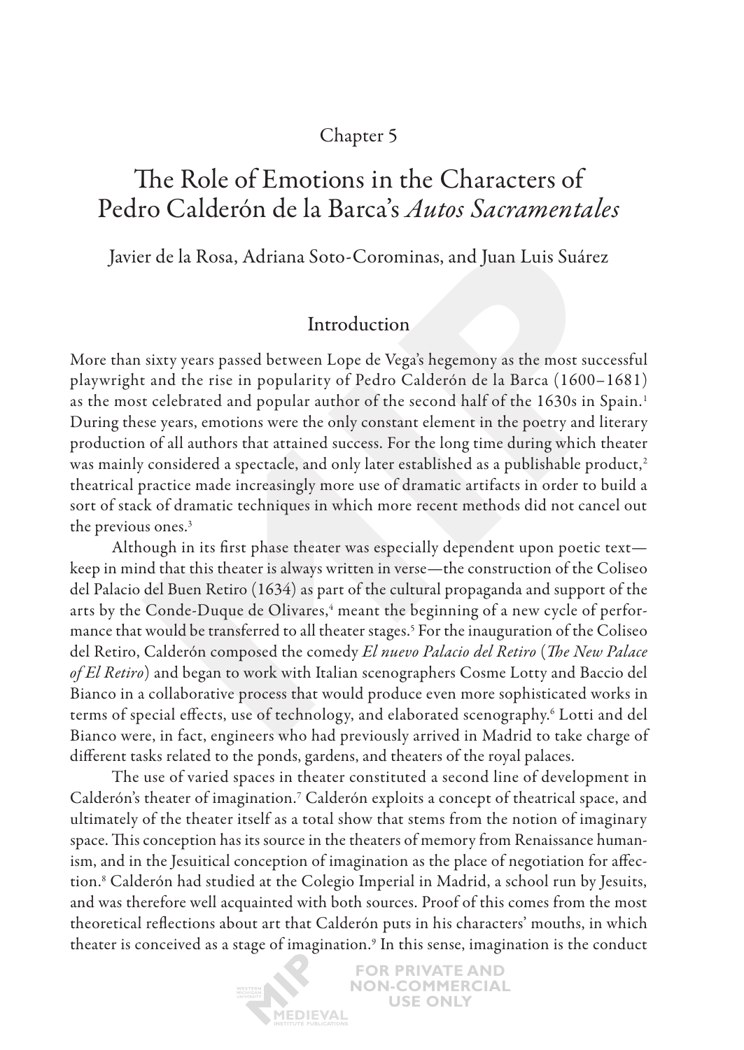Chapter 5

# The Role of Emotions in the Characters of Pedro Calderón de la Barca's *Autos Sacramentales*

Javier de la Rosa, Adriana Soto-Corominas, and Juan Luis Suárez

## Introduction

More than sixty years passed between Lope de Vega's hegemony as the most successful playwright and the rise in popularity of Pedro Calderón de la Barca (1600–1681) as the most celebrated and popular author of the second half of the 1630s in Spain.[1] During these years, emotions were the only constant element in the poetry and literary production of all authors that attained success. For the long time during which theater was mainly considered a spectacle, and only later established as a publishable product,[2] theatrical practice made increasingly more use of dramatic artifacts in order to build a sort of stack of dramatic techniques in which more recent methods did not cancel out the previous ones.[3]

Although in its first phase theater was especially dependent upon poetic text—keep in mind that this theater is always written in verse—the construction of the Coliseo del Palacio del Buen Retiro (1634) as part of the cultural propaganda and support of the arts by the Conde-Duque de Olivares,[4] meant the beginning of a new cycle of performance that would be transferred to all theater stages.[5] For the inauguration of the Coliseo del Retiro, Calderón composed the comedy *El nuevo Palacio del Retiro* (*The New Palace of El Retiro*) and began to work with Italian scenographers Cosme Lotty and Baccio del Bianco in a collaborative process that would produce even more sophisticated works in terms of special effects, use of technology, and elaborated scenography.[6] Lotti and del Bianco were, in fact, engineers who had previously arrived in Madrid to take charge of different tasks related to the ponds, gardens, and theaters of the royal palaces.

The use of varied spaces in theater constituted a second line of development in Calderón's theater of imagination.[7] Calderón exploits a concept of theatrical space, and ultimately of the theater itself as a total show that stems from the notion of imaginary space. This conception has its source in the theaters of memory from Renaissance humanism, and in the Jesuitical conception of imagination as the place of negotiation for affection.[8] Calderón had studied at the Colegio Imperial in Madrid, a school run by Jesuits, and was therefore well acquainted with both sources. Proof of this comes from the most theoretical reflections about art that Calderón puts in his characters' mouths, in which theater is conceived as a stage of imagination.[9] In this sense, imagination is the conduct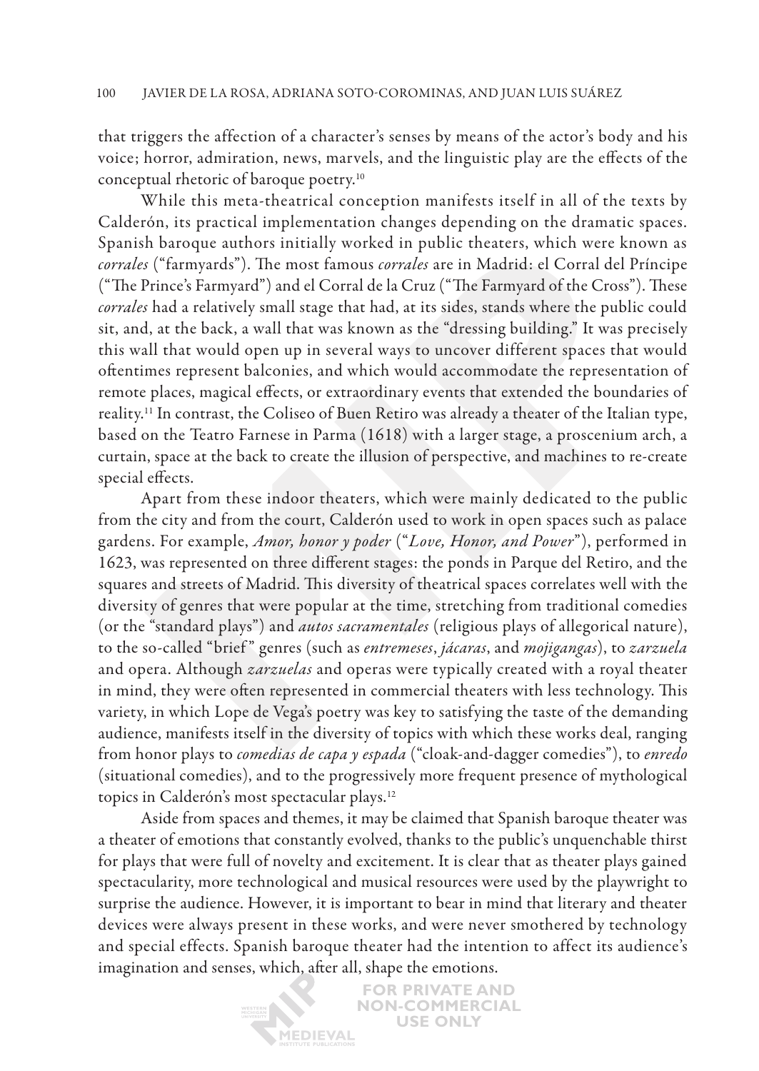that triggers the affection of a character's senses by means of the actor's body and his voice; horror, admiration, news, marvels, and the linguistic play are the effects of the conceptual rhetoric of baroque poetry.[10]

While this meta-theatrical conception manifests itself in all of the texts by Calderón, its practical implementation changes depending on the dramatic spaces. Spanish baroque authors initially worked in public theaters, which were known as *corrales* ("farmyards"). The most famous *corrales* are in Madrid: el Corral del Príncipe ("The Prince's Farmyard") and el Corral de la Cruz ("The Farmyard of the Cross"). These *corrales* had a relatively small stage that had, at its sides, stands where the public could sit, and, at the back, a wall that was known as the "dressing building." It was precisely this wall that would open up in several ways to uncover different spaces that would oftentimes represent balconies, and which would accommodate the representation of remote places, magical effects, or extraordinary events that extended the boundaries of reality.[11] In contrast, the Coliseo of Buen Retiro was already a theater of the Italian type, based on the Teatro Farnese in Parma (1618) with a larger stage, a proscenium arch, a curtain, space at the back to create the illusion of perspective, and machines to re-create special effects.

Apart from these indoor theaters, which were mainly dedicated to the public from the city and from the court, Calderón used to work in open spaces such as palace gardens. For example, *Amor, honor y poder* ("*Love, Honor, and Power*"), performed in 1623, was represented on three different stages: the ponds in Parque del Retiro, and the squares and streets of Madrid. This diversity of theatrical spaces correlates well with the diversity of genres that were popular at the time, stretching from traditional comedies (or the "standard plays") and *autos sacramentales* (religious plays of allegorical nature), to the so-called "brief" genres (such as *entremeses*, *jácaras*, and *mojigangas*), to *zarzuela* and opera. Although *zarzuelas* and operas were typically created with a royal theater in mind, they were often represented in commercial theaters with less technology. This variety, in which Lope de Vega's poetry was key to satisfying the taste of the demanding audience, manifests itself in the diversity of topics with which these works deal, ranging from honor plays to *comedias de capa y espada* ("cloak-and-dagger comedies"), to *enredo* (situational comedies), and to the progressively more frequent presence of mythological topics in Calderón's most spectacular plays.[12]

Aside from spaces and themes, it may be claimed that Spanish baroque theater was a theater of emotions that constantly evolved, thanks to the public's unquenchable thirst for plays that were full of novelty and excitement. It is clear that as theater plays gained spectacularity, more technological and musical resources were used by the playwright to surprise the audience. However, it is important to bear in mind that literary and theater devices were always present in these works, and were never smothered by technology and special effects. Spanish baroque theater had the intention to affect its audience's imagination and senses, which, after all, shape the emotions.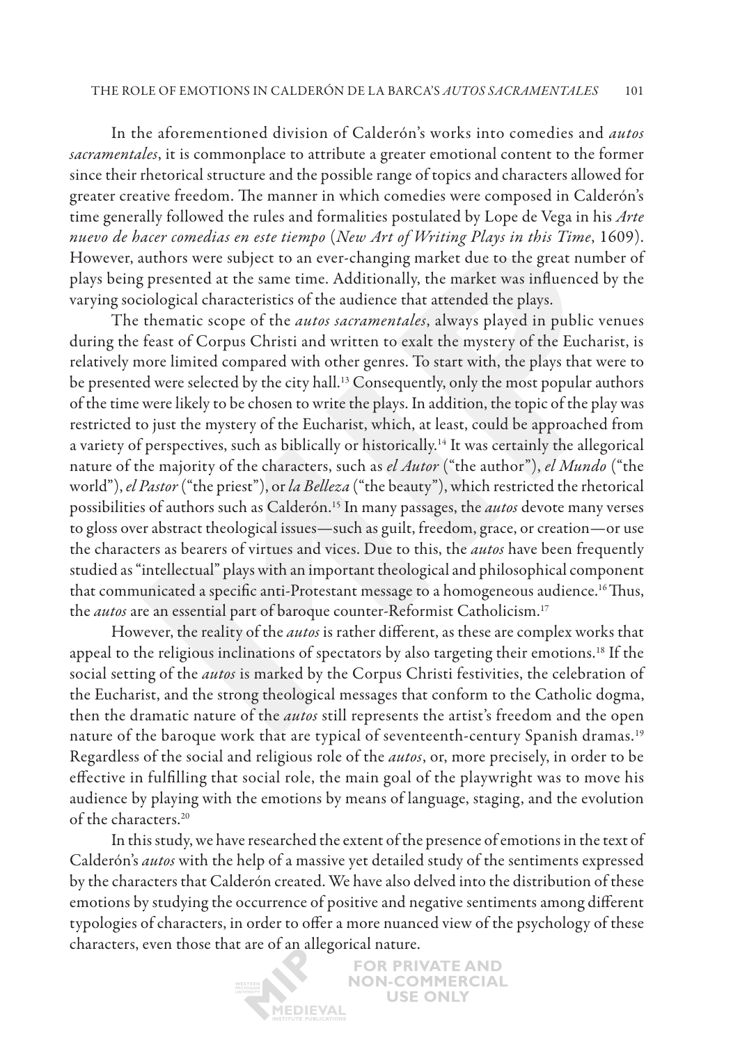In the aforementioned division of Calderón's works into comedies and *autos sacramentales*, it is commonplace to attribute a greater emotional content to the former since their rhetorical structure and the possible range of topics and characters allowed for greater creative freedom. The manner in which comedies were composed in Calderón's time generally followed the rules and formalities postulated by Lope de Vega in his *Arte nuevo de hacer comedias en este tiempo* (*New Art of Writing Plays in this Time*, 1609). However, authors were subject to an ever-changing market due to the great number of plays being presented at the same time. Additionally, the market was influenced by the varying sociological characteristics of the audience that attended the plays.

The thematic scope of the *autos sacramentales*, always played in public venues during the feast of Corpus Christi and written to exalt the mystery of the Eucharist, is relatively more limited compared with other genres. To start with, the plays that were to be presented were selected by the city hall.[13] Consequently, only the most popular authors of the time were likely to be chosen to write the plays. In addition, the topic of the play was restricted to just the mystery of the Eucharist, which, at least, could be approached from a variety of perspectives, such as biblically or historically.[14] It was certainly the allegorical nature of the majority of the characters, such as *el Autor* ("the author"), *el Mundo* ("the world"), *el Pastor* ("the priest"), or *la Belleza* ("the beauty"), which restricted the rhetorical possibilities of authors such as Calderón.[15] In many passages, the *autos* devote many verses to gloss over abstract theological issues—such as guilt, freedom, grace, or creation—or use the characters as bearers of virtues and vices. Due to this, the *autos* have been frequently studied as "intellectual" plays with an important theological and philosophical component that communicated a specific anti-Protestant message to a homogeneous audience.[16] Thus, the *autos* are an essential part of baroque counter-Reformist Catholicism.[17]

However, the reality of the *autos* is rather different, as these are complex works that appeal to the religious inclinations of spectators by also targeting their emotions.[18] If the social setting of the *autos* is marked by the Corpus Christi festivities, the celebration of the Eucharist, and the strong theological messages that conform to the Catholic dogma, then the dramatic nature of the *autos* still represents the artist's freedom and the open nature of the baroque work that are typical of seventeenth-century Spanish dramas.[19] Regardless of the social and religious role of the *autos*, or, more precisely, in order to be effective in fulfilling that social role, the main goal of the playwright was to move his audience by playing with the emotions by means of language, staging, and the evolution of the characters.[20]

In this study, we have researched the extent of the presence of emotions in the text of Calderón's *autos* with the help of a massive yet detailed study of the sentiments expressed by the characters that Calderón created. We have also delved into the distribution of these emotions by studying the occurrence of positive and negative sentiments among different typologies of characters, in order to offer a more nuanced view of the psychology of these characters, even those that are of an allegorical nature.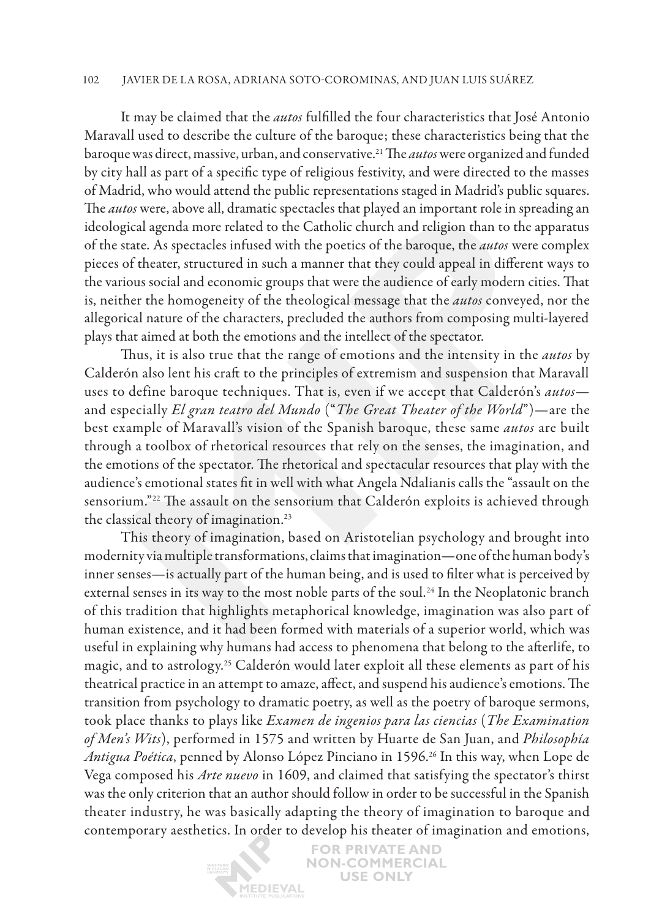It may be claimed that the *autos* fulfilled the four characteristics that José Antonio Maravall used to describe the culture of the baroque; these characteristics being that the baroque was direct, massive, urban, and conservative.[21] The *autos* were organized and funded by city hall as part of a specific type of religious festivity, and were directed to the masses of Madrid, who would attend the public representations staged in Madrid's public squares. The *autos* were, above all, dramatic spectacles that played an important role in spreading an ideological agenda more related to the Catholic church and religion than to the apparatus of the state. As spectacles infused with the poetics of the baroque, the *autos* were complex pieces of theater, structured in such a manner that they could appeal in different ways to the various social and economic groups that were the audience of early modern cities. That is, neither the homogeneity of the theological message that the *autos* conveyed, nor the allegorical nature of the characters, precluded the authors from composing multi-layered plays that aimed at both the emotions and the intellect of the spectator.

Thus, it is also true that the range of emotions and the intensity in the *autos* by Calderón also lent his craft to the principles of extremism and suspension that Maravall uses to define baroque techniques. That is, even if we accept that Calderón's *autos*—and especially *El gran teatro del Mundo* ("*The Great Theater of the World*")—are the best example of Maravall's vision of the Spanish baroque, these same *autos* are built through a toolbox of rhetorical resources that rely on the senses, the imagination, and the emotions of the spectator. The rhetorical and spectacular resources that play with the audience's emotional states fit in well with what Angela Ndalianis calls the "assault on the sensorium."[22] The assault on the sensorium that Calderón exploits is achieved through the classical theory of imagination.[23]

This theory of imagination, based on Aristotelian psychology and brought into modernity via multiple transformations, claims that imagination—one of the human body's inner senses—is actually part of the human being, and is used to filter what is perceived by external senses in its way to the most noble parts of the soul.[24] In the Neoplatonic branch of this tradition that highlights metaphorical knowledge, imagination was also part of human existence, and it had been formed with materials of a superior world, which was useful in explaining why humans had access to phenomena that belong to the afterlife, to magic, and to astrology.[25] Calderón would later exploit all these elements as part of his theatrical practice in an attempt to amaze, affect, and suspend his audience's emotions. The transition from psychology to dramatic poetry, as well as the poetry of baroque sermons, took place thanks to plays like *Examen de ingenios para las ciencias* (*The Examination of Men's Wits*), performed in 1575 and written by Huarte de San Juan, and *Philosophía Antigua Poética*, penned by Alonso López Pinciano in 1596.[26] In this way, when Lope de Vega composed his *Arte nuevo* in 1609, and claimed that satisfying the spectator's thirst was the only criterion that an author should follow in order to be successful in the Spanish theater industry, he was basically adapting the theory of imagination to baroque and contemporary aesthetics. In order to develop his theater of imagination and emotions,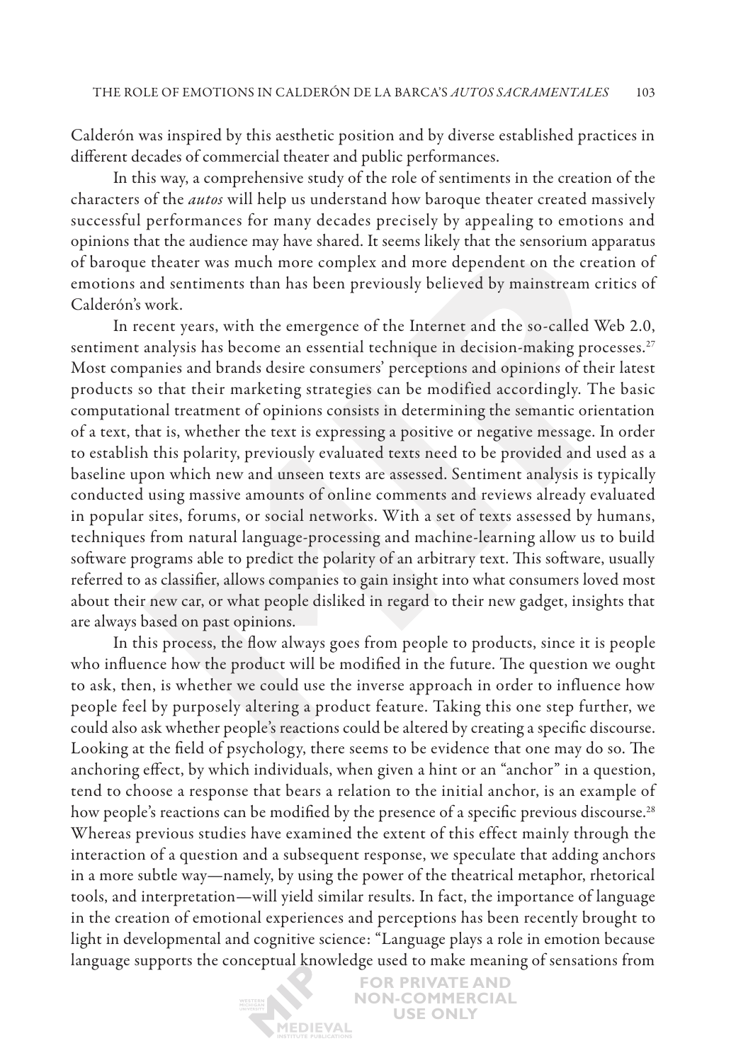Calderón was inspired by this aesthetic position and by diverse established practices in different decades of commercial theater and public performances.

In this way, a comprehensive study of the role of sentiments in the creation of the characters of the *autos* will help us understand how baroque theater created massively successful performances for many decades precisely by appealing to emotions and opinions that the audience may have shared. It seems likely that the sensorium apparatus of baroque theater was much more complex and more dependent on the creation of emotions and sentiments than has been previously believed by mainstream critics of Calderón's work.

In recent years, with the emergence of the Internet and the so-called Web 2.0, sentiment analysis has become an essential technique in decision-making processes.[27] Most companies and brands desire consumers' perceptions and opinions of their latest products so that their marketing strategies can be modified accordingly. The basic computational treatment of opinions consists in determining the semantic orientation of a text, that is, whether the text is expressing a positive or negative message. In order to establish this polarity, previously evaluated texts need to be provided and used as a baseline upon which new and unseen texts are assessed. Sentiment analysis is typically conducted using massive amounts of online comments and reviews already evaluated in popular sites, forums, or social networks. With a set of texts assessed by humans, techniques from natural language-processing and machine-learning allow us to build software programs able to predict the polarity of an arbitrary text. This software, usually referred to as classifier, allows companies to gain insight into what consumers loved most about their new car, or what people disliked in regard to their new gadget, insights that are always based on past opinions.

In this process, the flow always goes from people to products, since it is people who influence how the product will be modified in the future. The question we ought to ask, then, is whether we could use the inverse approach in order to influence how people feel by purposely altering a product feature. Taking this one step further, we could also ask whether people's reactions could be altered by creating a specific discourse. Looking at the field of psychology, there seems to be evidence that one may do so. The anchoring effect, by which individuals, when given a hint or an "anchor" in a question, tend to choose a response that bears a relation to the initial anchor, is an example of how people's reactions can be modified by the presence of a specific previous discourse.[28] Whereas previous studies have examined the extent of this effect mainly through the interaction of a question and a subsequent response, we speculate that adding anchors in a more subtle way—namely, by using the power of the theatrical metaphor, rhetorical tools, and interpretation—will yield similar results. In fact, the importance of language in the creation of emotional experiences and perceptions has been recently brought to light in developmental and cognitive science: "Language plays a role in emotion because language supports the conceptual knowledge used to make meaning of sensations from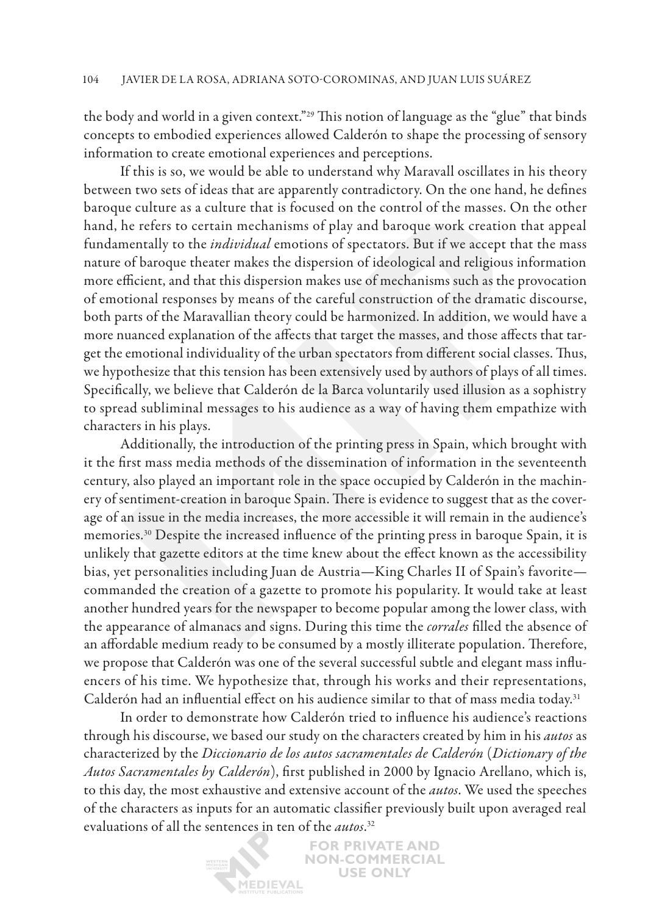the body and world in a given context."[29] This notion of language as the "glue" that binds concepts to embodied experiences allowed Calderón to shape the processing of sensory information to create emotional experiences and perceptions.

If this is so, we would be able to understand why Maravall oscillates in his theory between two sets of ideas that are apparently contradictory. On the one hand, he defines baroque culture as a culture that is focused on the control of the masses. On the other hand, he refers to certain mechanisms of play and baroque work creation that appeal fundamentally to the *individual* emotions of spectators. But if we accept that the mass nature of baroque theater makes the dispersion of ideological and religious information more efficient, and that this dispersion makes use of mechanisms such as the provocation of emotional responses by means of the careful construction of the dramatic discourse, both parts of the Maravallian theory could be harmonized. In addition, we would have a more nuanced explanation of the affects that target the masses, and those affects that target the emotional individuality of the urban spectators from different social classes. Thus, we hypothesize that this tension has been extensively used by authors of plays of all times. Specifically, we believe that Calderón de la Barca voluntarily used illusion as a sophistry to spread subliminal messages to his audience as a way of having them empathize with characters in his plays.

Additionally, the introduction of the printing press in Spain, which brought with it the first mass media methods of the dissemination of information in the seventeenth century, also played an important role in the space occupied by Calderón in the machinery of sentiment-creation in baroque Spain. There is evidence to suggest that as the coverage of an issue in the media increases, the more accessible it will remain in the audience's memories.[30] Despite the increased influence of the printing press in baroque Spain, it is unlikely that gazette editors at the time knew about the effect known as the accessibility bias, yet personalities including Juan de Austria—King Charles II of Spain's favorite—commanded the creation of a gazette to promote his popularity. It would take at least another hundred years for the newspaper to become popular among the lower class, with the appearance of almanacs and signs. During this time the *corrales* filled the absence of an affordable medium ready to be consumed by a mostly illiterate population. Therefore, we propose that Calderón was one of the several successful subtle and elegant mass influencers of his time. We hypothesize that, through his works and their representations, Calderón had an influential effect on his audience similar to that of mass media today.[31]

In order to demonstrate how Calderón tried to influence his audience's reactions through his discourse, we based our study on the characters created by him in his *autos* as characterized by the *Diccionario de los autos sacramentales de Calderón* (*Dictionary of the Autos Sacramentales by Calderón*), first published in 2000 by Ignacio Arellano, which is, to this day, the most exhaustive and extensive account of the *autos*. We used the speeches of the characters as inputs for an automatic classifier previously built upon averaged real evaluations of all the sentences in ten of the *autos*.[32]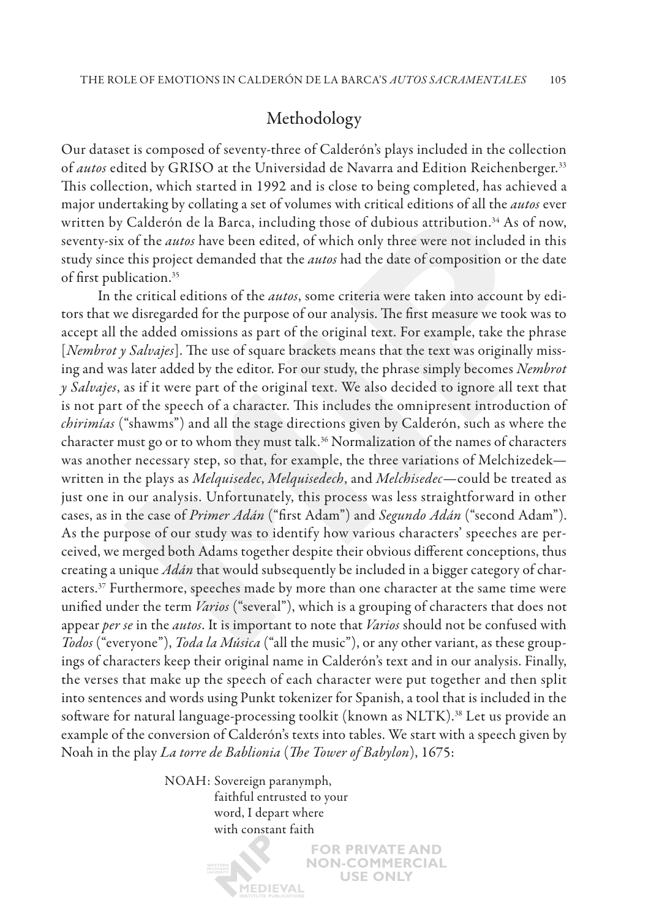## Methodology

Our dataset is composed of seventy-three of Calderón's plays included in the collection of *autos* edited by GRISO at the Universidad de Navarra and Edition Reichenberger.[33] This collection, which started in 1992 and is close to being completed, has achieved a major undertaking by collating a set of volumes with critical editions of all the *autos* ever written by Calderón de la Barca, including those of dubious attribution.[34] As of now, seventy-six of the *autos* have been edited, of which only three were not included in this study since this project demanded that the *autos* had the date of composition or the date of first publication.[35]

In the critical editions of the *autos*, some criteria were taken into account by editors that we disregarded for the purpose of our analysis. The first measure we took was to accept all the added omissions as part of the original text. For example, take the phrase [*Nembrot y Salvajes*]. The use of square brackets means that the text was originally missing and was later added by the editor. For our study, the phrase simply becomes *Nembrot y Salvajes*, as if it were part of the original text. We also decided to ignore all text that is not part of the speech of a character. This includes the omnipresent introduction of *chirimías* ("shawms") and all the stage directions given by Calderón, such as where the character must go or to whom they must talk.[36] Normalization of the names of characters was another necessary step, so that, for example, the three variations of Melchizedek—written in the plays as *Melquisedec*, *Melquisedech*, and *Melchisedec*—could be treated as just one in our analysis. Unfortunately, this process was less straightforward in other cases, as in the case of *Primer Adán* ("first Adam") and *Segundo Adán* ("second Adam"). As the purpose of our study was to identify how various characters' speeches are perceived, we merged both Adams together despite their obvious different conceptions, thus creating a unique *Adán* that would subsequently be included in a bigger category of characters.[37] Furthermore, speeches made by more than one character at the same time were unified under the term *Varios* ("several"), which is a grouping of characters that does not appear *per se* in the *autos*. It is important to note that *Varios* should not be confused with *Todos* ("everyone"), *Toda la Música* ("all the music"), or any other variant, as these groupings of characters keep their original name in Calderón's text and in our analysis. Finally, the verses that make up the speech of each character were put together and then split into sentences and words using Punkt tokenizer for Spanish, a tool that is included in the software for natural language-processing toolkit (known as NLTK).[38] Let us provide an example of the conversion of Calderón's texts into tables. We start with a speech given by Noah in the play *La torre de Bablionia* (*The Tower of Babylon*), 1675:

NOAH: Sovereign paranymph,
faithful entrusted to your
word, I depart where
with constant faith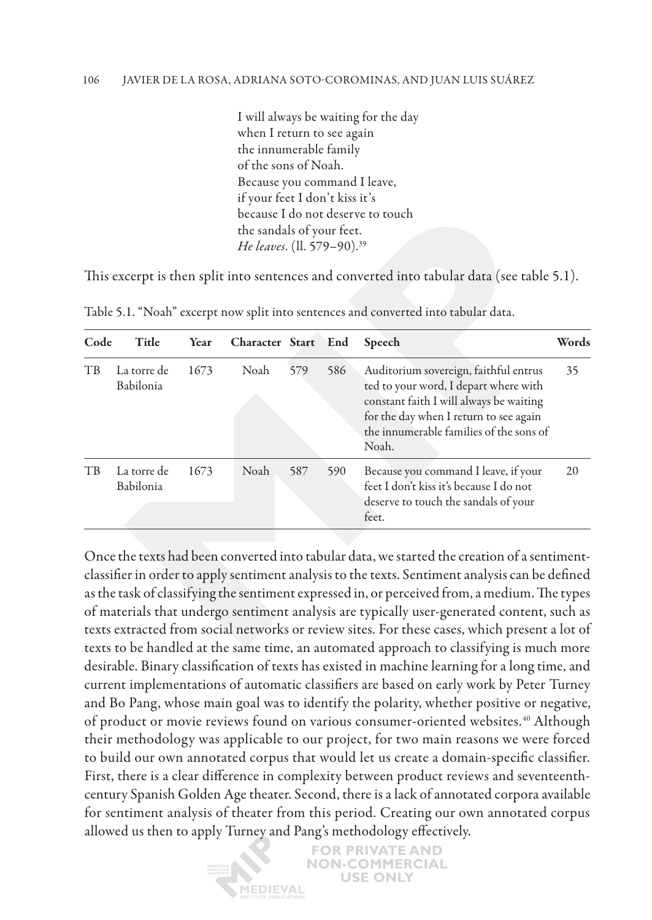> I will always be waiting for the day
> when I return to see again
> the innumerable family
> of the sons of Noah.
> Because you command I leave,
> if your feet I don't kiss it's
> because I do not deserve to touch
> the sandals of your feet.
> *He leaves*. (ll. 579–90).[39]

This excerpt is then split into sentences and converted into tabular data (see table 5.1).

Table 5.1. "Noah" excerpt now split into sentences and converted into tabular data.

| Code | Title | Year | Character | Start | End | Speech | Words |
|---|---|---|---|---|---|---|---|
| TB | La torre de Babilonia | 1673 | Noah | 579 | 586 | Auditorium sovereign, faithful entrus ted to your word, I depart where with constant faith I will always be waiting for the day when I return to see again the innumerable families of the sons of Noah. | 35 |
| TB | La torre de Babilonia | 1673 | Noah | 587 | 590 | Because you command I leave, if your feet I don't kiss it's because I do not deserve to touch the sandals of your feet. | 20 |

Once the texts had been converted into tabular data, we started the creation of a sentiment-classifier in order to apply sentiment analysis to the texts. Sentiment analysis can be defined as the task of classifying the sentiment expressed in, or perceived from, a medium. The types of materials that undergo sentiment analysis are typically user-generated content, such as texts extracted from social networks or review sites. For these cases, which present a lot of texts to be handled at the same time, an automated approach to classifying is much more desirable. Binary classification of texts has existed in machine learning for a long time, and current implementations of automatic classifiers are based on early work by Peter Turney and Bo Pang, whose main goal was to identify the polarity, whether positive or negative, of product or movie reviews found on various consumer-oriented websites.[40] Although their methodology was applicable to our project, for two main reasons we were forced to build our own annotated corpus that would let us create a domain-specific classifier. First, there is a clear difference in complexity between product reviews and seventeenth-century Spanish Golden Age theater. Second, there is a lack of annotated corpora available for sentiment analysis of theater from this period. Creating our own annotated corpus allowed us then to apply Turney and Pang's methodology effectively.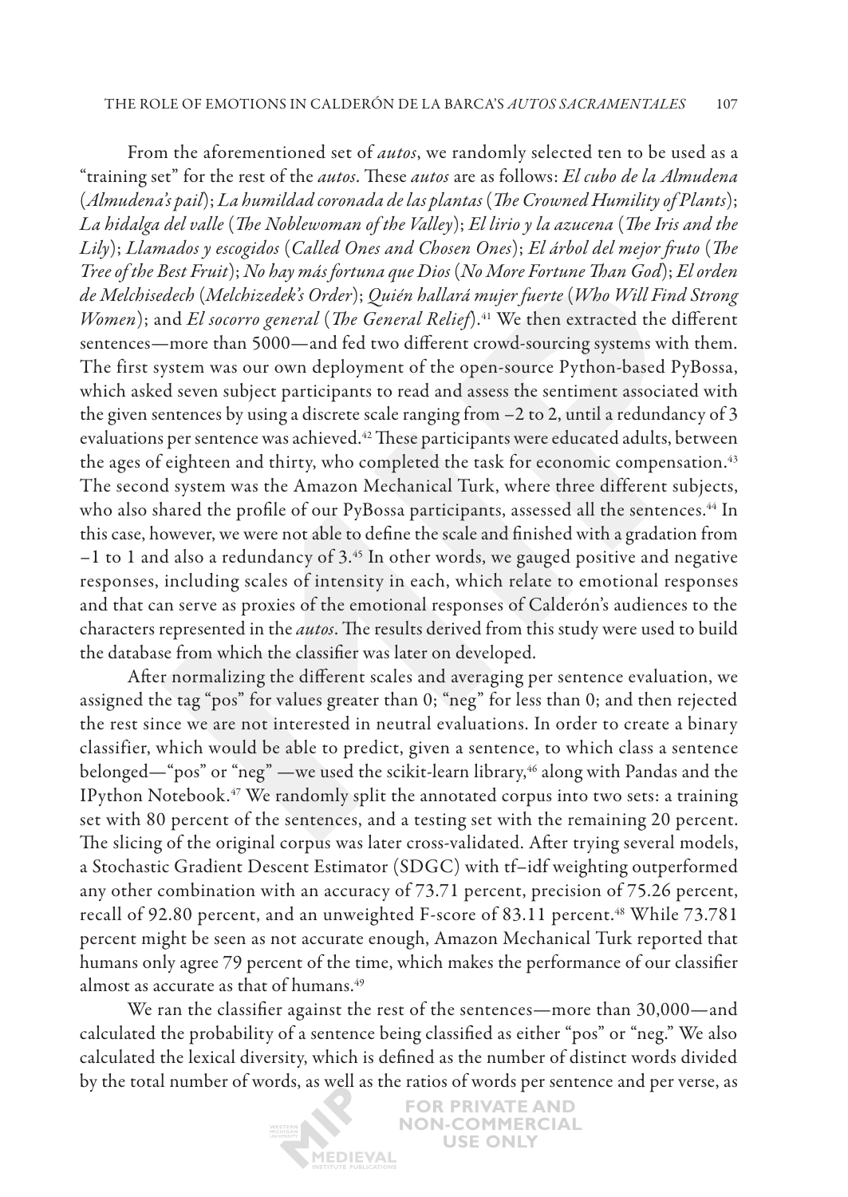From the aforementioned set of *autos*, we randomly selected ten to be used as a "training set" for the rest of the *autos*. These *autos* are as follows: *El cubo de la Almudena* (*Almudena's pail*); *La humildad coronada de las plantas* (*The Crowned Humility of Plants*); *La hidalga del valle* (*The Noblewoman of the Valley*); *El lirio y la azucena* (*The Iris and the Lily*); *Llamados y escogidos* (*Called Ones and Chosen Ones*); *El árbol del mejor fruto* (*The Tree of the Best Fruit*); *No hay más fortuna que Dios* (*No More Fortune Than God*); *El orden de Melchisedech* (*Melchizedek's Order*); *Quién hallará mujer fuerte* (*Who Will Find Strong Women*); and *El socorro general* (*The General Relief*).[41] We then extracted the different sentences—more than 5000—and fed two different crowd-sourcing systems with them. The first system was our own deployment of the open-source Python-based PyBossa, which asked seven subject participants to read and assess the sentiment associated with the given sentences by using a discrete scale ranging from −2 to 2, until a redundancy of 3 evaluations per sentence was achieved.[42] These participants were educated adults, between the ages of eighteen and thirty, who completed the task for economic compensation.[43] The second system was the Amazon Mechanical Turk, where three different subjects, who also shared the profile of our PyBossa participants, assessed all the sentences.[44] In this case, however, we were not able to define the scale and finished with a gradation from −1 to 1 and also a redundancy of 3.[45] In other words, we gauged positive and negative responses, including scales of intensity in each, which relate to emotional responses and that can serve as proxies of the emotional responses of Calderón's audiences to the characters represented in the *autos*. The results derived from this study were used to build the database from which the classifier was later on developed.

After normalizing the different scales and averaging per sentence evaluation, we assigned the tag "pos" for values greater than 0; "neg" for less than 0; and then rejected the rest since we are not interested in neutral evaluations. In order to create a binary classifier, which would be able to predict, given a sentence, to which class a sentence belonged—"pos" or "neg" —we used the scikit-learn library,[46] along with Pandas and the IPython Notebook.[47] We randomly split the annotated corpus into two sets: a training set with 80 percent of the sentences, and a testing set with the remaining 20 percent. The slicing of the original corpus was later cross-validated. After trying several models, a Stochastic Gradient Descent Estimator (SDGC) with tf–idf weighting outperformed any other combination with an accuracy of 73.71 percent, precision of 75.26 percent, recall of 92.80 percent, and an unweighted F-score of 83.11 percent.[48] While 73.781 percent might be seen as not accurate enough, Amazon Mechanical Turk reported that humans only agree 79 percent of the time, which makes the performance of our classifier almost as accurate as that of humans.[49]

We ran the classifier against the rest of the sentences—more than 30,000—and calculated the probability of a sentence being classified as either "pos" or "neg." We also calculated the lexical diversity, which is defined as the number of distinct words divided by the total number of words, as well as the ratios of words per sentence and per verse, as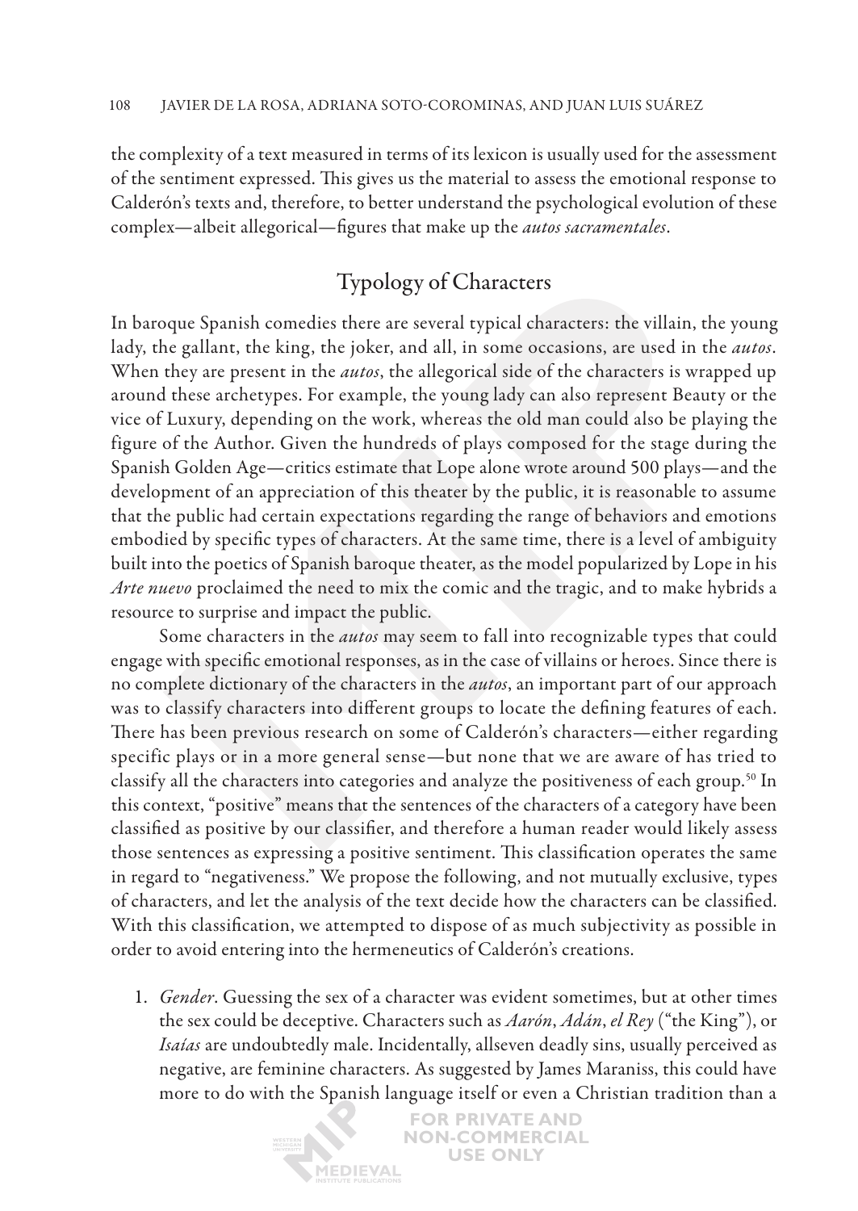the complexity of a text measured in terms of its lexicon is usually used for the assessment of the sentiment expressed. This gives us the material to assess the emotional response to Calderón's texts and, therefore, to better understand the psychological evolution of these complex—albeit allegorical—figures that make up the *autos sacramentales*.

## Typology of Characters

In baroque Spanish comedies there are several typical characters: the villain, the young lady, the gallant, the king, the joker, and all, in some occasions, are used in the *autos*. When they are present in the *autos*, the allegorical side of the characters is wrapped up around these archetypes. For example, the young lady can also represent Beauty or the vice of Luxury, depending on the work, whereas the old man could also be playing the figure of the Author. Given the hundreds of plays composed for the stage during the Spanish Golden Age—critics estimate that Lope alone wrote around 500 plays—and the development of an appreciation of this theater by the public, it is reasonable to assume that the public had certain expectations regarding the range of behaviors and emotions embodied by specific types of characters. At the same time, there is a level of ambiguity built into the poetics of Spanish baroque theater, as the model popularized by Lope in his *Arte nuevo* proclaimed the need to mix the comic and the tragic, and to make hybrids a resource to surprise and impact the public.

Some characters in the *autos* may seem to fall into recognizable types that could engage with specific emotional responses, as in the case of villains or heroes. Since there is no complete dictionary of the characters in the *autos*, an important part of our approach was to classify characters into different groups to locate the defining features of each. There has been previous research on some of Calderón's characters—either regarding specific plays or in a more general sense—but none that we are aware of has tried to classify all the characters into categories and analyze the positiveness of each group.[50] In this context, "positive" means that the sentences of the characters of a category have been classified as positive by our classifier, and therefore a human reader would likely assess those sentences as expressing a positive sentiment. This classification operates the same in regard to "negativeness." We propose the following, and not mutually exclusive, types of characters, and let the analysis of the text decide how the characters can be classified. With this classification, we attempted to dispose of as much subjectivity as possible in order to avoid entering into the hermeneutics of Calderón's creations.

1. *Gender*. Guessing the sex of a character was evident sometimes, but at other times the sex could be deceptive. Characters such as *Aarón*, *Adán*, *el Rey* ("the King"), or *Isaías* are undoubtedly male. Incidentally, allseven deadly sins, usually perceived as negative, are feminine characters. As suggested by James Maraniss, this could have more to do with the Spanish language itself or even a Christian tradition than a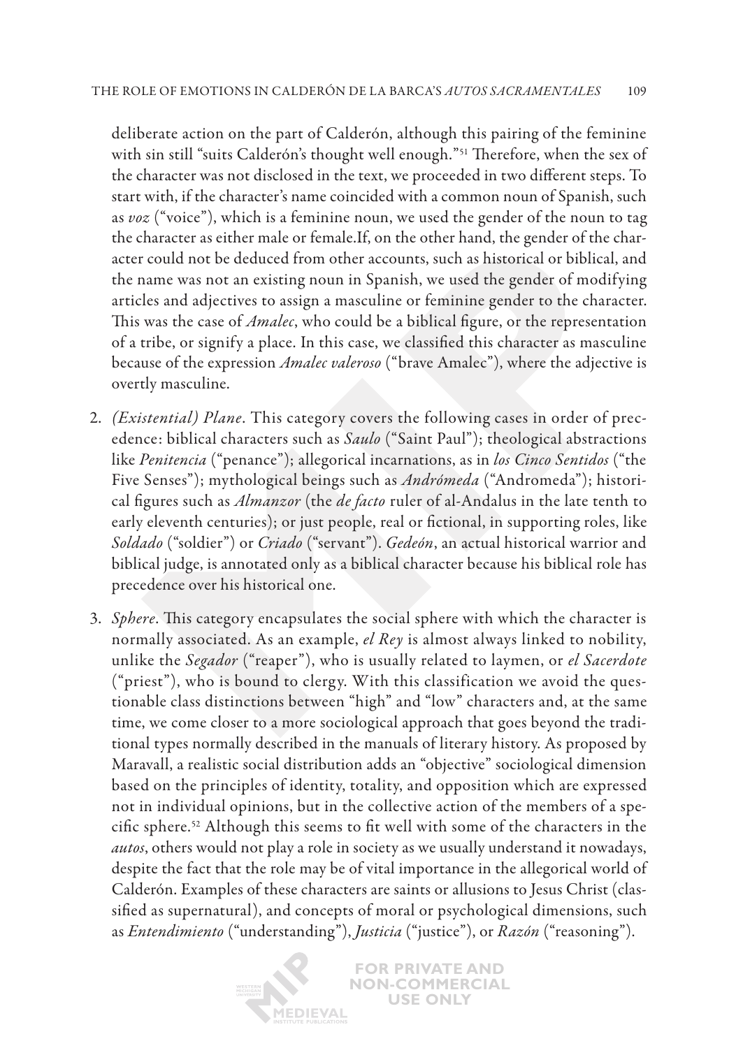deliberate action on the part of Calderón, although this pairing of the feminine with sin still "suits Calderón's thought well enough."[51] Therefore, when the sex of the character was not disclosed in the text, we proceeded in two different steps. To start with, if the character's name coincided with a common noun of Spanish, such as *voz* ("voice"), which is a feminine noun, we used the gender of the noun to tag the character as either male or female.If, on the other hand, the gender of the character could not be deduced from other accounts, such as historical or biblical, and the name was not an existing noun in Spanish, we used the gender of modifying articles and adjectives to assign a masculine or feminine gender to the character. This was the case of *Amalec*, who could be a biblical figure, or the representation of a tribe, or signify a place. In this case, we classified this character as masculine because of the expression *Amalec valeroso* ("brave Amalec"), where the adjective is overtly masculine.

2. *(Existential) Plane*. This category covers the following cases in order of precedence: biblical characters such as *Saulo* ("Saint Paul"); theological abstractions like *Penitencia* ("penance"); allegorical incarnations, as in *los Cinco Sentidos* ("the Five Senses"); mythological beings such as *Andrómeda* ("Andromeda"); historical figures such as *Almanzor* (the *de facto* ruler of al-Andalus in the late tenth to early eleventh centuries); or just people, real or fictional, in supporting roles, like *Soldado* ("soldier") or *Criado* ("servant"). *Gedeón*, an actual historical warrior and biblical judge, is annotated only as a biblical character because his biblical role has precedence over his historical one.

3. *Sphere*. This category encapsulates the social sphere with which the character is normally associated. As an example, *el Rey* is almost always linked to nobility, unlike the *Segador* ("reaper"), who is usually related to laymen, or *el Sacerdote* ("priest"), who is bound to clergy. With this classification we avoid the questionable class distinctions between "high" and "low" characters and, at the same time, we come closer to a more sociological approach that goes beyond the traditional types normally described in the manuals of literary history. As proposed by Maravall, a realistic social distribution adds an "objective" sociological dimension based on the principles of identity, totality, and opposition which are expressed not in individual opinions, but in the collective action of the members of a specific sphere.[52] Although this seems to fit well with some of the characters in the *autos*, others would not play a role in society as we usually understand it nowadays, despite the fact that the role may be of vital importance in the allegorical world of Calderón. Examples of these characters are saints or allusions to Jesus Christ (classified as supernatural), and concepts of moral or psychological dimensions, such as *Entendimiento* ("understanding"), *Justicia* ("justice"), or *Razón* ("reasoning").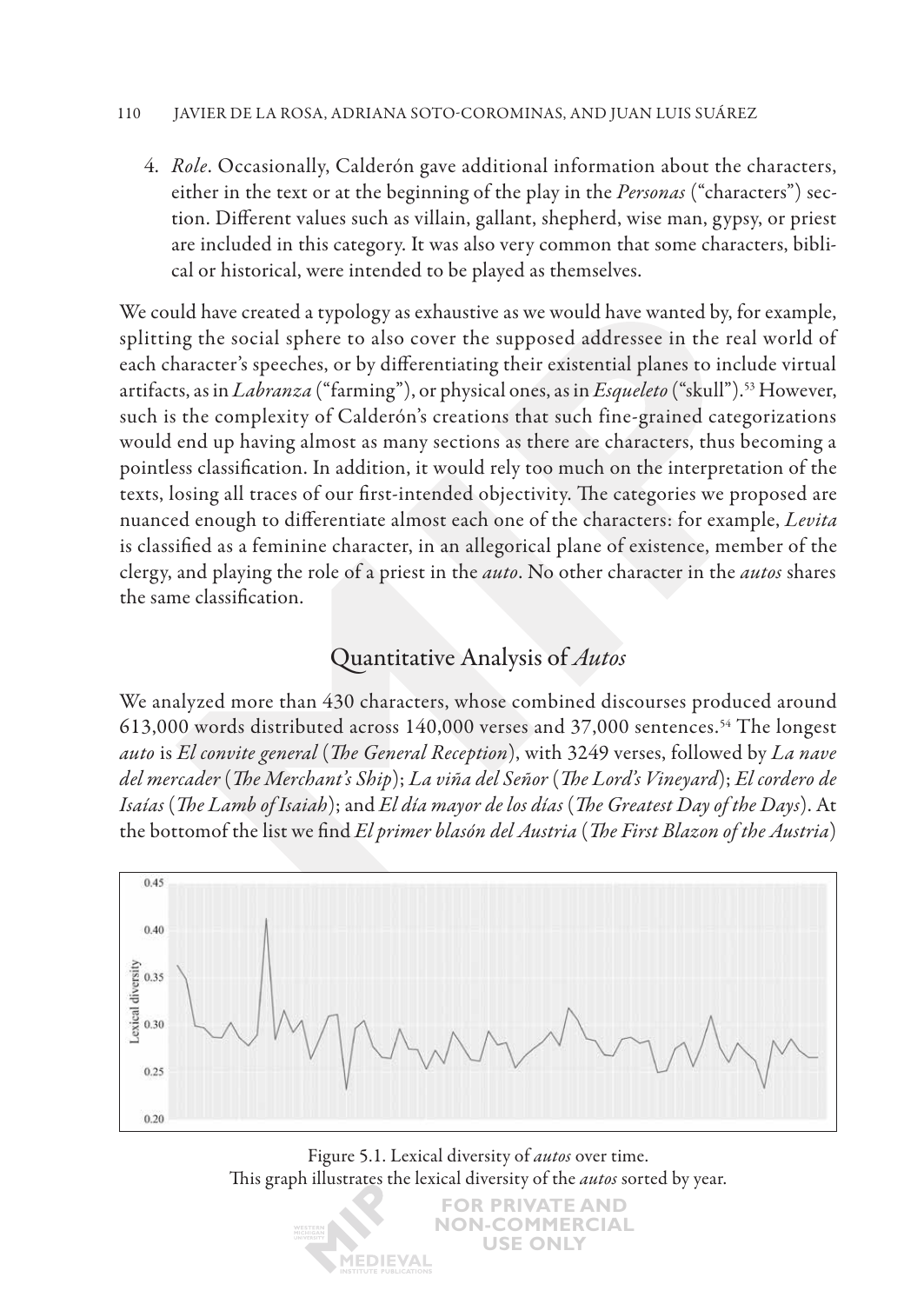4. *Role*. Occasionally, Calderón gave additional information about the characters, either in the text or at the beginning of the play in the *Personas* ("characters") section. Different values such as villain, gallant, shepherd, wise man, gypsy, or priest are included in this category. It was also very common that some characters, biblical or historical, were intended to be played as themselves.

We could have created a typology as exhaustive as we would have wanted by, for example, splitting the social sphere to also cover the supposed addressee in the real world of each character's speeches, or by differentiating their existential planes to include virtual artifacts, as in *Labranza* ("farming"), or physical ones, as in *Esqueleto* ("skull").[53] However, such is the complexity of Calderón's creations that such fine-grained categorizations would end up having almost as many sections as there are characters, thus becoming a pointless classification. In addition, it would rely too much on the interpretation of the texts, losing all traces of our first-intended objectivity. The categories we proposed are nuanced enough to differentiate almost each one of the characters: for example, *Levita* is classified as a feminine character, in an allegorical plane of existence, member of the clergy, and playing the role of a priest in the *auto*. No other character in the *autos* shares the same classification.

## Quantitative Analysis of *Autos*

We analyzed more than 430 characters, whose combined discourses produced around 613,000 words distributed across 140,000 verses and 37,000 sentences.[54] The longest *auto* is *El convite general* (*The General Reception*), with 3249 verses, followed by *La nave del mercader* (*The Merchant's Ship*); *La viña del Señor* (*The Lord's Vineyard*); *El cordero de Isaías* (*The Lamb of Isaiah*); and *El día mayor de los días* (*The Greatest Day of the Days*). At the bottomof the list we find *El primer blasón del Austria* (*The First Blazon of the Austria*)

Figure 5.1. Lexical diversity of *autos* over time.
This graph illustrates the lexical diversity of the *autos* sorted by year.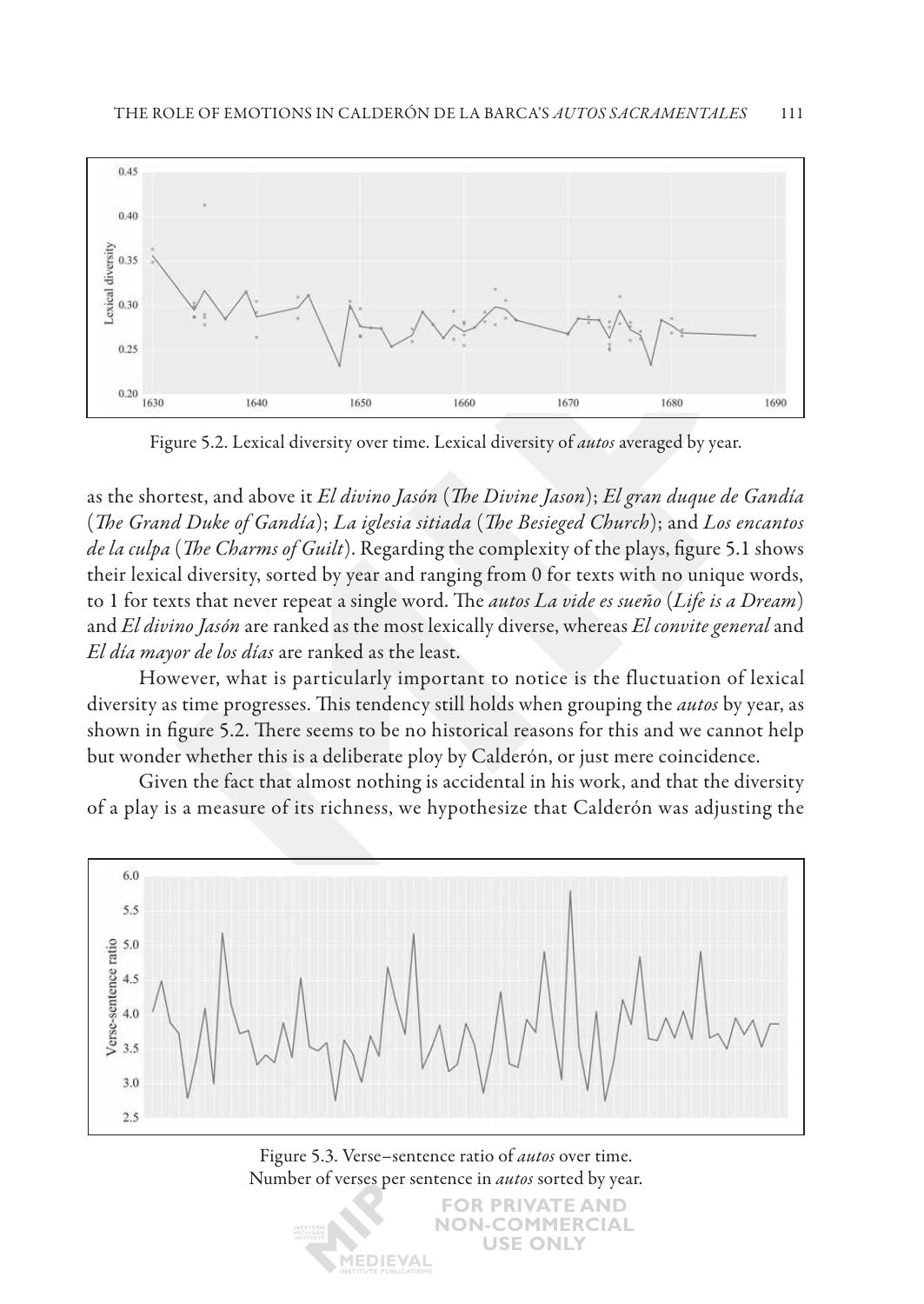Figure 5.2. Lexical diversity over time. Lexical diversity of *autos* averaged by year.

as the shortest, and above it *El divino Jasón* (*The Divine Jason*); *El gran duque de Gandía* (*The Grand Duke of Gandía*); *La iglesia sitiada* (*The Besieged Church*); and *Los encantos de la culpa* (*The Charms of Guilt*). Regarding the complexity of the plays, figure 5.1 shows their lexical diversity, sorted by year and ranging from 0 for texts with no unique words, to 1 for texts that never repeat a single word. The *autos La vide es sueño* (*Life is a Dream*) and *El divino Jasón* are ranked as the most lexically diverse, whereas *El convite general* and *El día mayor de los días* are ranked as the least.

However, what is particularly important to notice is the fluctuation of lexical diversity as time progresses. This tendency still holds when grouping the *autos* by year, as shown in figure 5.2. There seems to be no historical reasons for this and we cannot help but wonder whether this is a deliberate ploy by Calderón, or just mere coincidence.

Given the fact that almost nothing is accidental in his work, and that the diversity of a play is a measure of its richness, we hypothesize that Calderón was adjusting the

Figure 5.3. Verse–sentence ratio of *autos* over time.
Number of verses per sentence in *autos* sorted by year.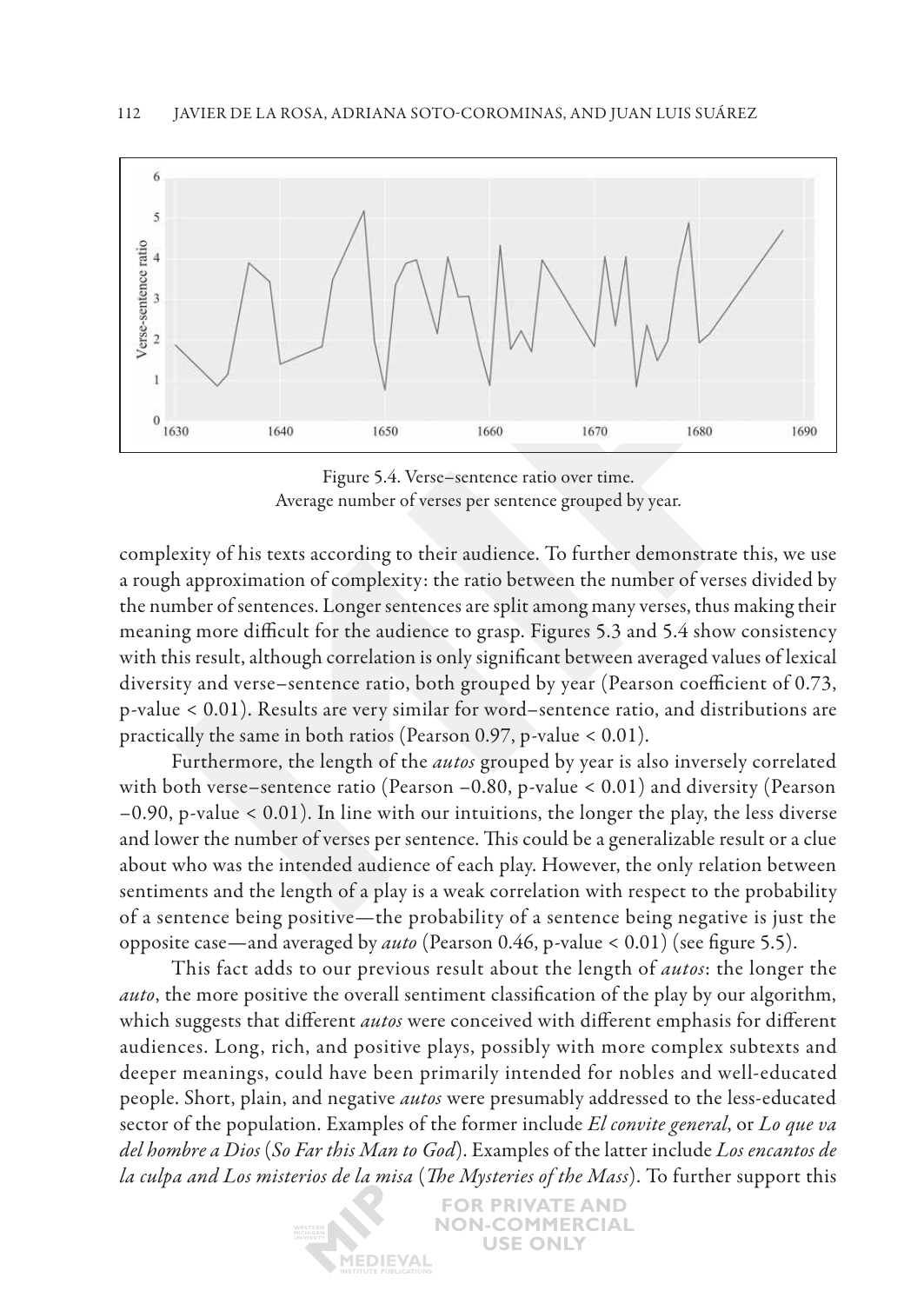Figure 5.4. Verse–sentence ratio over time.
Average number of verses per sentence grouped by year.

complexity of his texts according to their audience. To further demonstrate this, we use a rough approximation of complexity: the ratio between the number of verses divided by the number of sentences. Longer sentences are split among many verses, thus making their meaning more difficult for the audience to grasp. Figures 5.3 and 5.4 show consistency with this result, although correlation is only significant between averaged values of lexical diversity and verse–sentence ratio, both grouped by year (Pearson coefficient of 0.73, p-value < 0.01). Results are very similar for word–sentence ratio, and distributions are practically the same in both ratios (Pearson 0.97, p-value < 0.01).

Furthermore, the length of the *autos* grouped by year is also inversely correlated with both verse–sentence ratio (Pearson −0.80, p-value < 0.01) and diversity (Pearson −0.90, p-value < 0.01). In line with our intuitions, the longer the play, the less diverse and lower the number of verses per sentence. This could be a generalizable result or a clue about who was the intended audience of each play. However, the only relation between sentiments and the length of a play is a weak correlation with respect to the probability of a sentence being positive—the probability of a sentence being negative is just the opposite case—and averaged by *auto* (Pearson 0.46, p-value < 0.01) (see figure 5.5).

This fact adds to our previous result about the length of *autos*: the longer the *auto*, the more positive the overall sentiment classification of the play by our algorithm, which suggests that different *autos* were conceived with different emphasis for different audiences. Long, rich, and positive plays, possibly with more complex subtexts and deeper meanings, could have been primarily intended for nobles and well-educated people. Short, plain, and negative *autos* were presumably addressed to the less-educated sector of the population. Examples of the former include *El convite general*, or *Lo que va del hombre a Dios* (*So Far this Man to God*). Examples of the latter include *Los encantos de la culpa and Los misterios de la misa* (*The Mysteries of the Mass*). To further support this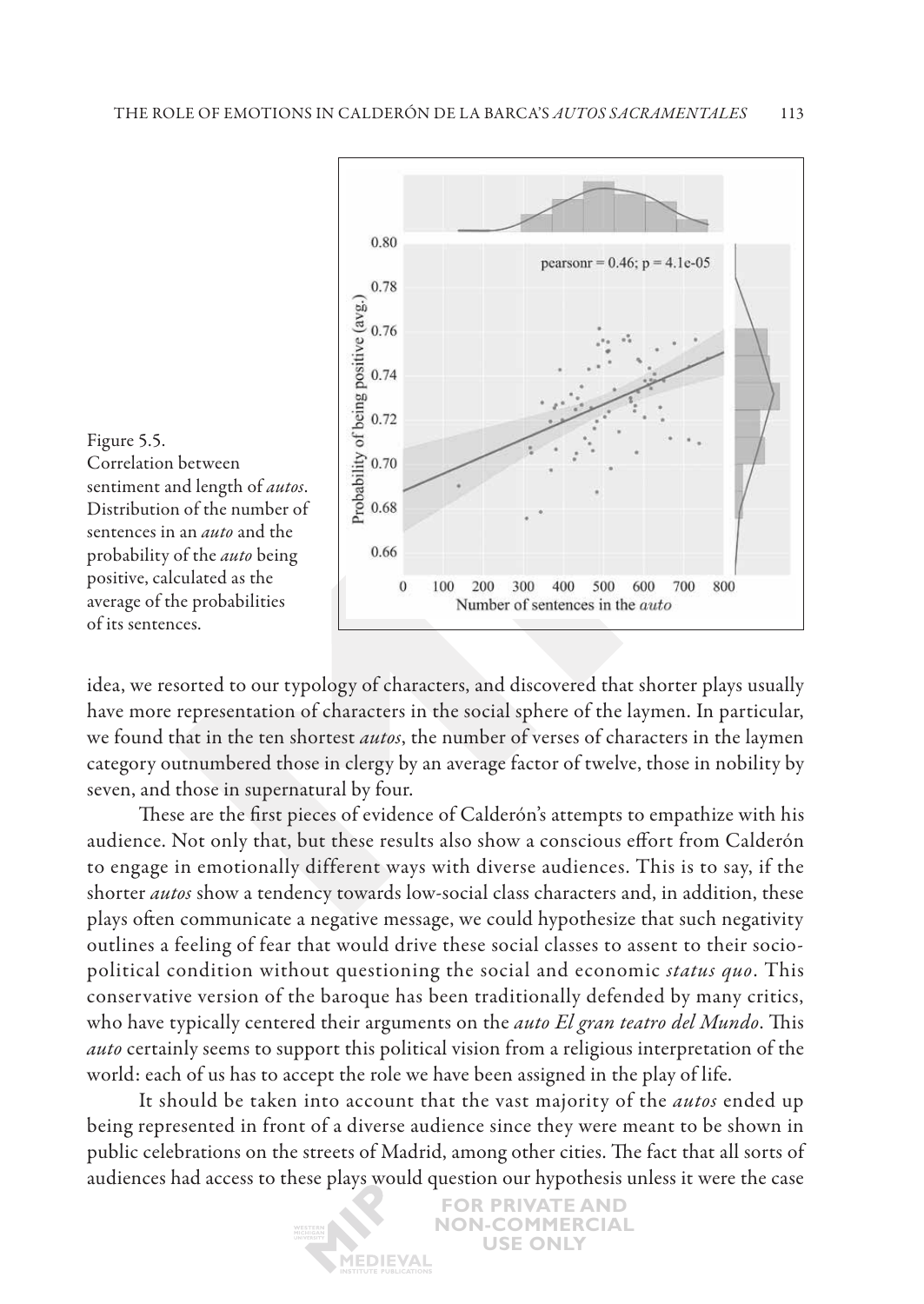Figure 5.5.
Correlation between sentiment and length of *autos*. Distribution of the number of sentences in an *auto* and the probability of the *auto* being positive, calculated as the average of the probabilities of its sentences.

idea, we resorted to our typology of characters, and discovered that shorter plays usually have more representation of characters in the social sphere of the laymen. In particular, we found that in the ten shortest *autos*, the number of verses of characters in the laymen category outnumbered those in clergy by an average factor of twelve, those in nobility by seven, and those in supernatural by four.

These are the first pieces of evidence of Calderón's attempts to empathize with his audience. Not only that, but these results also show a conscious effort from Calderón to engage in emotionally different ways with diverse audiences. This is to say, if the shorter *autos* show a tendency towards low-social class characters and, in addition, these plays often communicate a negative message, we could hypothesize that such negativity outlines a feeling of fear that would drive these social classes to assent to their socio-political condition without questioning the social and economic *status quo*. This conservative version of the baroque has been traditionally defended by many critics, who have typically centered their arguments on the *auto El gran teatro del Mundo*. This *auto* certainly seems to support this political vision from a religious interpretation of the world: each of us has to accept the role we have been assigned in the play of life.

It should be taken into account that the vast majority of the *autos* ended up being represented in front of a diverse audience since they were meant to be shown in public celebrations on the streets of Madrid, among other cities. The fact that all sorts of audiences had access to these plays would question our hypothesis unless it were the case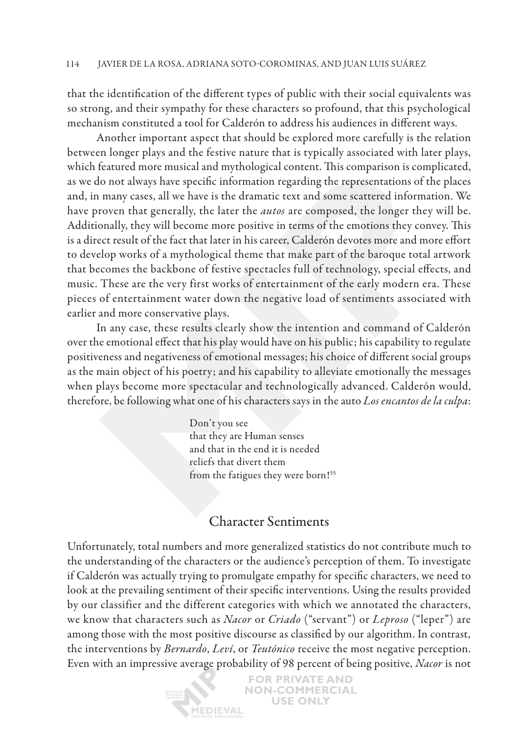that the identification of the different types of public with their social equivalents was so strong, and their sympathy for these characters so profound, that this psychological mechanism constituted a tool for Calderón to address his audiences in different ways.

Another important aspect that should be explored more carefully is the relation between longer plays and the festive nature that is typically associated with later plays, which featured more musical and mythological content. This comparison is complicated, as we do not always have specific information regarding the representations of the places and, in many cases, all we have is the dramatic text and some scattered information. We have proven that generally, the later the *autos* are composed, the longer they will be. Additionally, they will become more positive in terms of the emotions they convey. This is a direct result of the fact that later in his career, Calderón devotes more and more effort to develop works of a mythological theme that make part of the baroque total artwork that becomes the backbone of festive spectacles full of technology, special effects, and music. These are the very first works of entertainment of the early modern era. These pieces of entertainment water down the negative load of sentiments associated with earlier and more conservative plays.

In any case, these results clearly show the intention and command of Calderón over the emotional effect that his play would have on his public; his capability to regulate positiveness and negativeness of emotional messages; his choice of different social groups as the main object of his poetry; and his capability to alleviate emotionally the messages when plays become more spectacular and technologically advanced. Calderón would, therefore, be following what one of his characters says in the auto *Los encantos de la culpa*:

> Don't you see
> that they are Human senses
> and that in the end it is needed
> reliefs that divert them
> from the fatigues they were born![55]

## Character Sentiments

Unfortunately, total numbers and more generalized statistics do not contribute much to the understanding of the characters or the audience's perception of them. To investigate if Calderón was actually trying to promulgate empathy for specific characters, we need to look at the prevailing sentiment of their specific interventions. Using the results provided by our classifier and the different categories with which we annotated the characters, we know that characters such as *Nacor* or *Criado* ("servant") or *Leproso* ("leper") are among those with the most positive discourse as classified by our algorithm. In contrast, the interventions by *Bernardo*, *Leví*, or *Teutónico* receive the most negative perception. Even with an impressive average probability of 98 percent of being positive, *Nacor* is not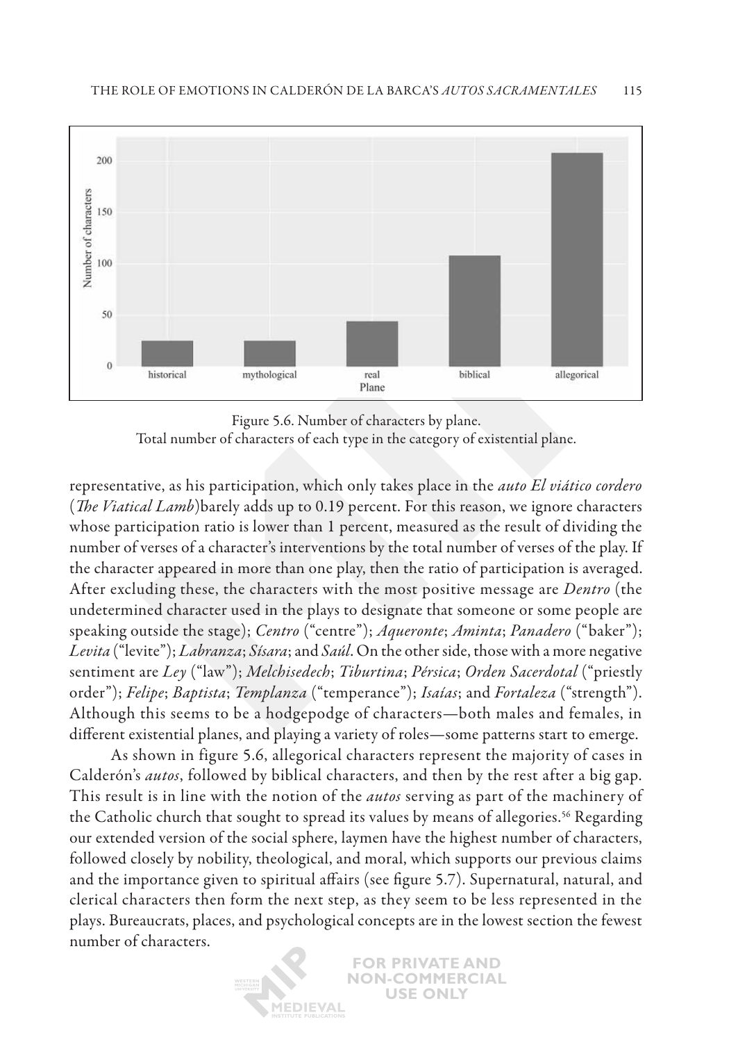Figure 5.6. Number of characters by plane.
Total number of characters of each type in the category of existential plane.

representative, as his participation, which only takes place in the *auto El viático cordero* (*The Viatical Lamb*)barely adds up to 0.19 percent. For this reason, we ignore characters whose participation ratio is lower than 1 percent, measured as the result of dividing the number of verses of a character's interventions by the total number of verses of the play. If the character appeared in more than one play, then the ratio of participation is averaged. After excluding these, the characters with the most positive message are *Dentro* (the undetermined character used in the plays to designate that someone or some people are speaking outside the stage); *Centro* ("centre"); *Aqueronte*; *Aminta*; *Panadero* ("baker"); *Levita* ("levite"); *Labranza*; *Sísara*; and *Saúl*. On the other side, those with a more negative sentiment are *Ley* ("law"); *Melchisedech*; *Tiburtina*; *Pérsica*; *Orden Sacerdotal* ("priestly order"); *Felipe*; *Baptista*; *Templanza* ("temperance"); *Isaías*; and *Fortaleza* ("strength"). Although this seems to be a hodgepodge of characters—both males and females, in different existential planes, and playing a variety of roles—some patterns start to emerge.

As shown in figure 5.6, allegorical characters represent the majority of cases in Calderón's *autos*, followed by biblical characters, and then by the rest after a big gap. This result is in line with the notion of the *autos* serving as part of the machinery of the Catholic church that sought to spread its values by means of allegories.[56] Regarding our extended version of the social sphere, laymen have the highest number of characters, followed closely by nobility, theological, and moral, which supports our previous claims and the importance given to spiritual affairs (see figure 5.7). Supernatural, natural, and clerical characters then form the next step, as they seem to be less represented in the plays. Bureaucrats, places, and psychological concepts are in the lowest section the fewest number of characters.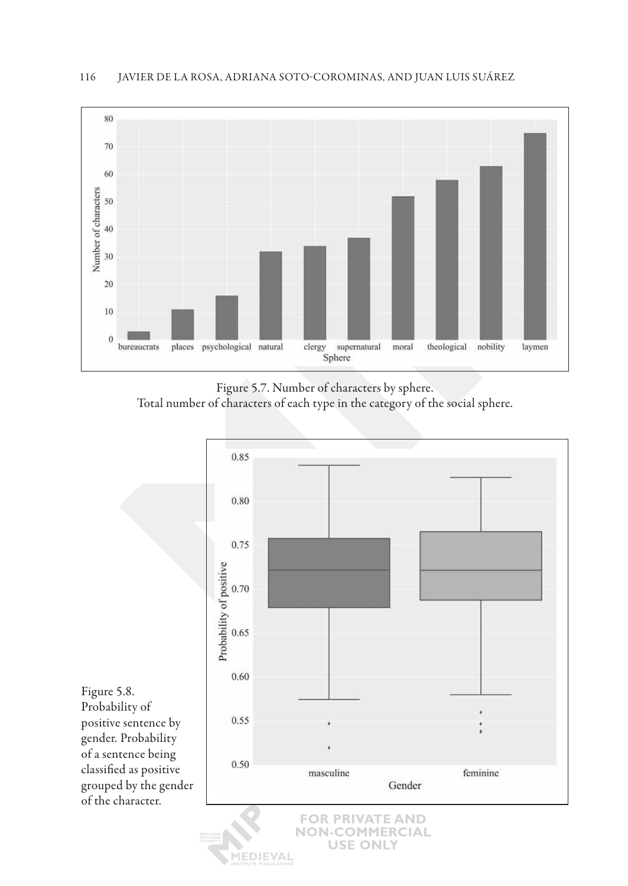Figure 5.7. Number of characters by sphere.
Total number of characters of each type in the category of the social sphere.

Figure 5.8. Probability of positive sentence by gender. Probability of a sentence being classified as positive grouped by the gender of the character.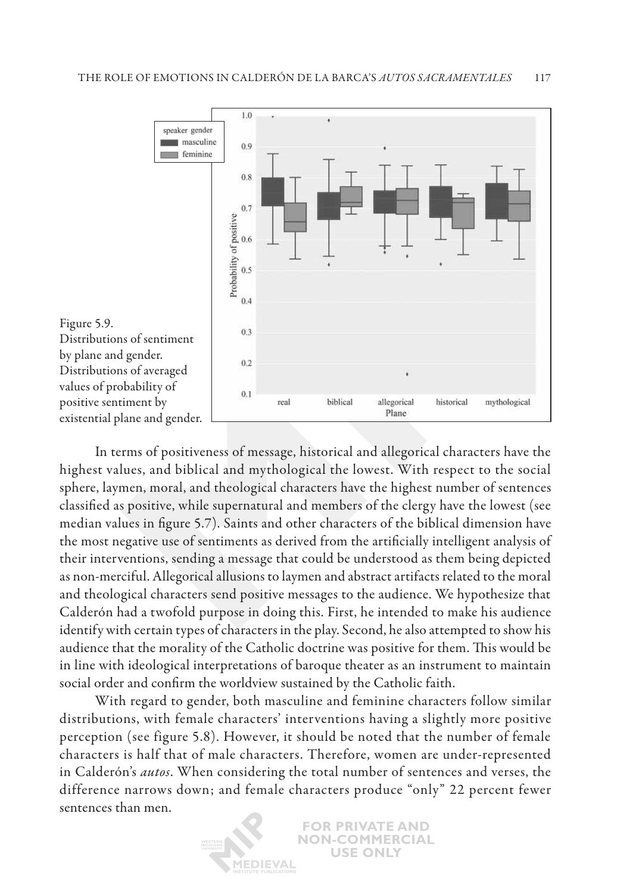Figure 5.9. Distributions of sentiment by plane and gender. Distributions of averaged values of probability of positive sentiment by existential plane and gender.

In terms of positiveness of message, historical and allegorical characters have the highest values, and biblical and mythological the lowest. With respect to the social sphere, laymen, moral, and theological characters have the highest number of sentences classified as positive, while supernatural and members of the clergy have the lowest (see median values in figure 5.7). Saints and other characters of the biblical dimension have the most negative use of sentiments as derived from the artificially intelligent analysis of their interventions, sending a message that could be understood as them being depicted as non-merciful. Allegorical allusions to laymen and abstract artifacts related to the moral and theological characters send positive messages to the audience. We hypothesize that Calderón had a twofold purpose in doing this. First, he intended to make his audience identify with certain types of characters in the play. Second, he also attempted to show his audience that the morality of the Catholic doctrine was positive for them. This would be in line with ideological interpretations of baroque theater as an instrument to maintain social order and confirm the worldview sustained by the Catholic faith.

With regard to gender, both masculine and feminine characters follow similar distributions, with female characters' interventions having a slightly more positive perception (see figure 5.8). However, it should be noted that the number of female characters is half that of male characters. Therefore, women are under-represented in Calderón's *autos*. When considering the total number of sentences and verses, the difference narrows down; and female characters produce "only" 22 percent fewer sentences than men.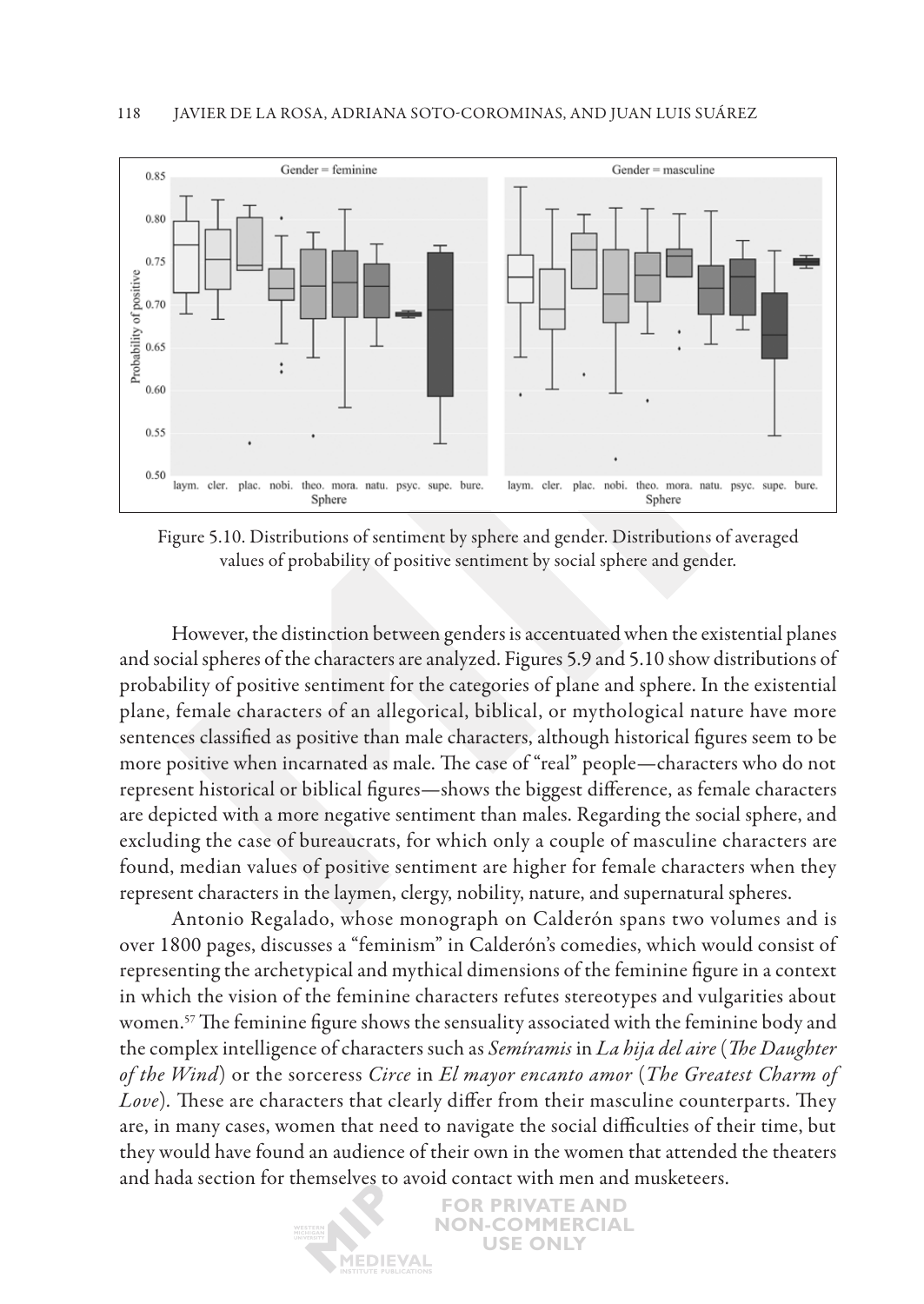Figure 5.10. Distributions of sentiment by sphere and gender. Distributions of averaged values of probability of positive sentiment by social sphere and gender.

However, the distinction between genders is accentuated when the existential planes and social spheres of the characters are analyzed. Figures 5.9 and 5.10 show distributions of probability of positive sentiment for the categories of plane and sphere. In the existential plane, female characters of an allegorical, biblical, or mythological nature have more sentences classified as positive than male characters, although historical figures seem to be more positive when incarnated as male. The case of "real" people—characters who do not represent historical or biblical figures—shows the biggest difference, as female characters are depicted with a more negative sentiment than males. Regarding the social sphere, and excluding the case of bureaucrats, for which only a couple of masculine characters are found, median values of positive sentiment are higher for female characters when they represent characters in the laymen, clergy, nobility, nature, and supernatural spheres.

Antonio Regalado, whose monograph on Calderón spans two volumes and is over 1800 pages, discusses a "feminism" in Calderón's comedies, which would consist of representing the archetypical and mythical dimensions of the feminine figure in a context in which the vision of the feminine characters refutes stereotypes and vulgarities about women.[57] The feminine figure shows the sensuality associated with the feminine body and the complex intelligence of characters such as *Semíramis* in *La hija del aire* (*The Daughter of the Wind*) or the sorceress *Circe* in *El mayor encanto amor* (*The Greatest Charm of Love*). These are characters that clearly differ from their masculine counterparts. They are, in many cases, women that need to navigate the social difficulties of their time, but they would have found an audience of their own in the women that attended the theaters and hada section for themselves to avoid contact with men and musketeers.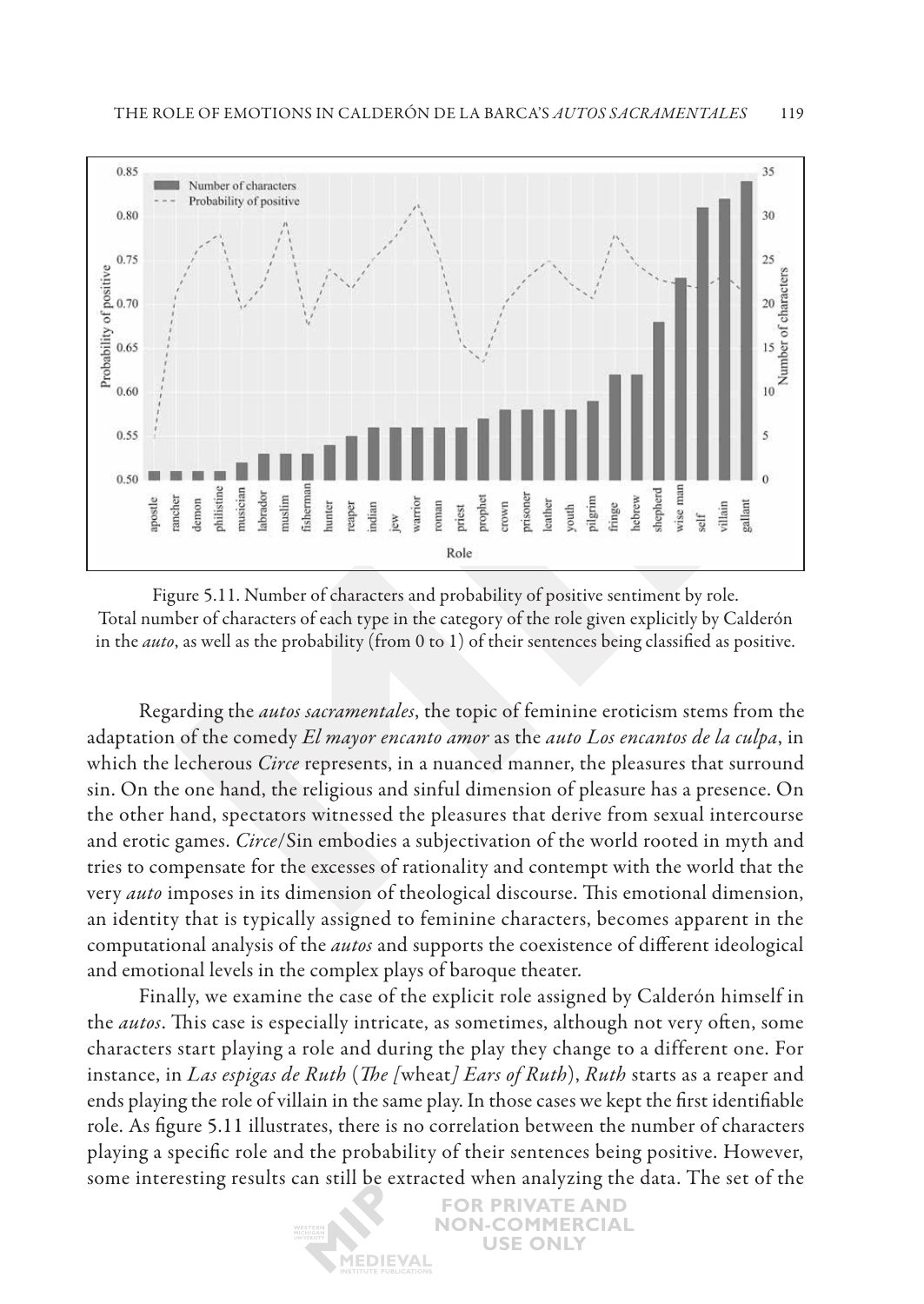Figure 5.11. Number of characters and probability of positive sentiment by role. Total number of characters of each type in the category of the role given explicitly by Calderón in the *auto*, as well as the probability (from 0 to 1) of their sentences being classified as positive.

Regarding the *autos sacramentales*, the topic of feminine eroticism stems from the adaptation of the comedy *El mayor encanto amor* as the *auto Los encantos de la culpa*, in which the lecherous *Circe* represents, in a nuanced manner, the pleasures that surround sin. On the one hand, the religious and sinful dimension of pleasure has a presence. On the other hand, spectators witnessed the pleasures that derive from sexual intercourse and erotic games. *Circe*/Sin embodies a subjectivation of the world rooted in myth and tries to compensate for the excesses of rationality and contempt with the world that the very *auto* imposes in its dimension of theological discourse. This emotional dimension, an identity that is typically assigned to feminine characters, becomes apparent in the computational analysis of the *autos* and supports the coexistence of different ideological and emotional levels in the complex plays of baroque theater.

Finally, we examine the case of the explicit role assigned by Calderón himself in the *autos*. This case is especially intricate, as sometimes, although not very often, some characters start playing a role and during the play they change to a different one. For instance, in *Las espigas de Ruth* (*The [*wheat*] Ears of Ruth*), *Ruth* starts as a reaper and ends playing the role of villain in the same play. In those cases we kept the first identifiable role. As figure 5.11 illustrates, there is no correlation between the number of characters playing a specific role and the probability of their sentences being positive. However, some interesting results can still be extracted when analyzing the data. The set of the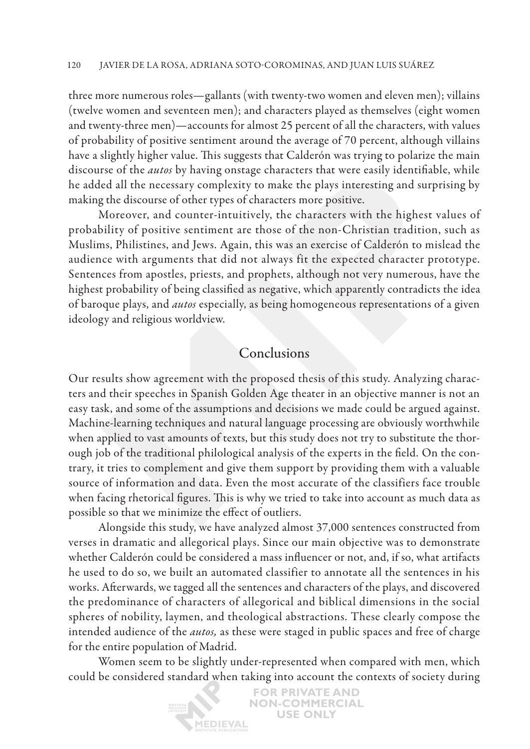three more numerous roles—gallants (with twenty-two women and eleven men); villains (twelve women and seventeen men); and characters played as themselves (eight women and twenty-three men)—accounts for almost 25 percent of all the characters, with values of probability of positive sentiment around the average of 70 percent, although villains have a slightly higher value. This suggests that Calderón was trying to polarize the main discourse of the *autos* by having onstage characters that were easily identifiable, while he added all the necessary complexity to make the plays interesting and surprising by making the discourse of other types of characters more positive.

Moreover, and counter-intuitively, the characters with the highest values of probability of positive sentiment are those of the non-Christian tradition, such as Muslims, Philistines, and Jews. Again, this was an exercise of Calderón to mislead the audience with arguments that did not always fit the expected character prototype. Sentences from apostles, priests, and prophets, although not very numerous, have the highest probability of being classified as negative, which apparently contradicts the idea of baroque plays, and *autos* especially, as being homogeneous representations of a given ideology and religious worldview.

## Conclusions

Our results show agreement with the proposed thesis of this study. Analyzing characters and their speeches in Spanish Golden Age theater in an objective manner is not an easy task, and some of the assumptions and decisions we made could be argued against. Machine-learning techniques and natural language processing are obviously worthwhile when applied to vast amounts of texts, but this study does not try to substitute the thorough job of the traditional philological analysis of the experts in the field. On the contrary, it tries to complement and give them support by providing them with a valuable source of information and data. Even the most accurate of the classifiers face trouble when facing rhetorical figures. This is why we tried to take into account as much data as possible so that we minimize the effect of outliers.

Alongside this study, we have analyzed almost 37,000 sentences constructed from verses in dramatic and allegorical plays. Since our main objective was to demonstrate whether Calderón could be considered a mass influencer or not, and, if so, what artifacts he used to do so, we built an automated classifier to annotate all the sentences in his works. Afterwards, we tagged all the sentences and characters of the plays, and discovered the predominance of characters of allegorical and biblical dimensions in the social spheres of nobility, laymen, and theological abstractions. These clearly compose the intended audience of the *autos,* as these were staged in public spaces and free of charge for the entire population of Madrid.

Women seem to be slightly under-represented when compared with men, which could be considered standard when taking into account the contexts of society during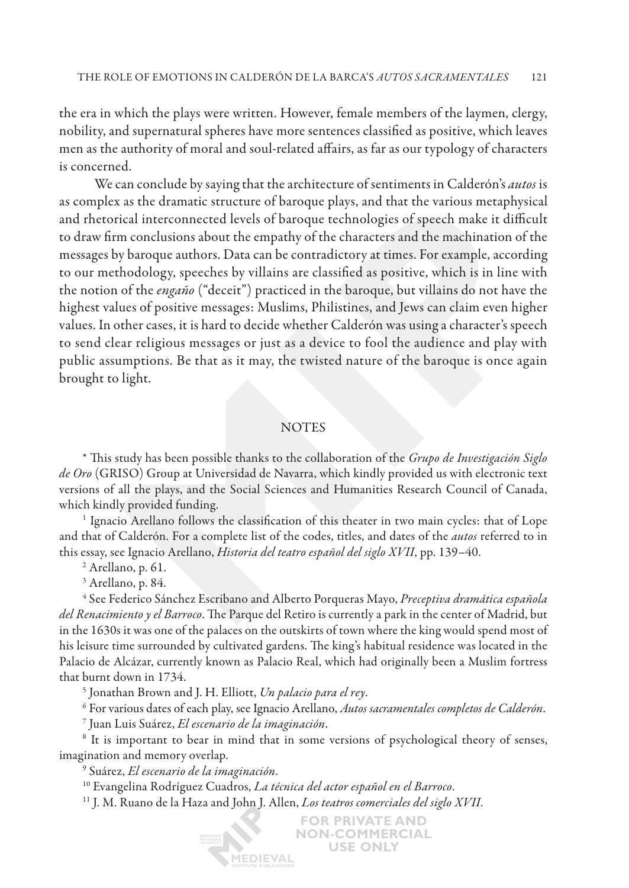the era in which the plays were written. However, female members of the laymen, clergy, nobility, and supernatural spheres have more sentences classified as positive, which leaves men as the authority of moral and soul-related affairs, as far as our typology of characters is concerned.

We can conclude by saying that the architecture of sentiments in Calderón's *autos* is as complex as the dramatic structure of baroque plays, and that the various metaphysical and rhetorical interconnected levels of baroque technologies of speech make it difficult to draw firm conclusions about the empathy of the characters and the machination of the messages by baroque authors. Data can be contradictory at times. For example, according to our methodology, speeches by villains are classified as positive, which is in line with the notion of the *engaño* ("deceit") practiced in the baroque, but villains do not have the highest values of positive messages: Muslims, Philistines, and Jews can claim even higher values. In other cases, it is hard to decide whether Calderón was using a character's speech to send clear religious messages or just as a device to fool the audience and play with public assumptions. Be that as it may, the twisted nature of the baroque is once again brought to light.

## NOTES

* This study has been possible thanks to the collaboration of the *Grupo de Investigación Siglo de Oro* (GRISO) Group at Universidad de Navarra, which kindly provided us with electronic text versions of all the plays, and the Social Sciences and Humanities Research Council of Canada, which kindly provided funding.

[1] Ignacio Arellano follows the classification of this theater in two main cycles: that of Lope and that of Calderón. For a complete list of the codes, titles, and dates of the *autos* referred to in this essay, see Ignacio Arellano, *Historia del teatro español del siglo XVII*, pp. 139–40.

[2] Arellano, p. 61.

[3] Arellano, p. 84.

[4] See Federico Sánchez Escribano and Alberto Porqueras Mayo, *Preceptiva dramática española del Renacimiento y el Barroco*. The Parque del Retiro is currently a park in the center of Madrid, but in the 1630s it was one of the palaces on the outskirts of town where the king would spend most of his leisure time surrounded by cultivated gardens. The king's habitual residence was located in the Palacio de Alcázar, currently known as Palacio Real, which had originally been a Muslim fortress that burnt down in 1734.

[5] Jonathan Brown and J. H. Elliott, *Un palacio para el rey*.

[6] For various dates of each play, see Ignacio Arellano, *Autos sacramentales completos de Calderón*.

[7] Juan Luis Suárez, *El escenario de la imaginación*.

[8] It is important to bear in mind that in some versions of psychological theory of senses, imagination and memory overlap.

[9] Suárez, *El escenario de la imaginación*.

[10] Evangelina Rodríguez Cuadros, *La técnica del actor español en el Barroco*.

[11] J. M. Ruano de la Haza and John J. Allen, *Los teatros comerciales del siglo XVII*.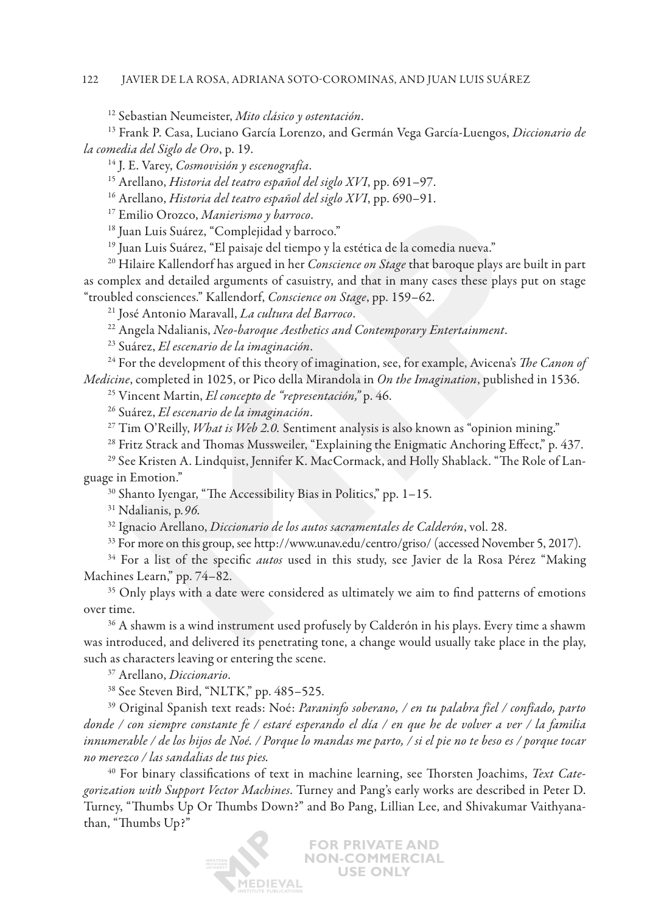[12] Sebastian Neumeister, *Mito clásico y ostentación*.

[13] Frank P. Casa, Luciano García Lorenzo, and Germán Vega García-Luengos, *Diccionario de la comedia del Siglo de Oro*, p. 19.

[14] J. E. Varey, *Cosmovisión y escenografía*.

[15] Arellano, *Historia del teatro español del siglo XVI*, pp. 691–97.

[16] Arellano, *Historia del teatro español del siglo XVI*, pp. 690–91.

[17] Emilio Orozco, *Manierismo y barroco*.

[18] Juan Luis Suárez, "Complejidad y barroco."

[19] Juan Luis Suárez, "El paisaje del tiempo y la estética de la comedia nueva."

[20] Hilaire Kallendorf has argued in her *Conscience on Stage* that baroque plays are built in part as complex and detailed arguments of casuistry, and that in many cases these plays put on stage "troubled consciences." Kallendorf, *Conscience on Stage*, pp. 159–62.

[21] José Antonio Maravall, *La cultura del Barroco*.

[22] Angela Ndalianis, *Neo-baroque Aesthetics and Contemporary Entertainment*.

[23] Suárez, *El escenario de la imaginación*.

[24] For the development of this theory of imagination, see, for example, Avicena's *The Canon of Medicine*, completed in 1025, or Pico della Mirandola in *On the Imagination*, published in 1536.

[25] Vincent Martin, *El concepto de "representación,"* p. 46.

[26] Suárez, *El escenario de la imaginación*.

[27] Tim O'Reilly, *What is Web 2.0.* Sentiment analysis is also known as "opinion mining."

[28] Fritz Strack and Thomas Mussweiler, "Explaining the Enigmatic Anchoring Effect," p. 437.

[29] See Kristen A. Lindquist, Jennifer K. MacCormack, and Holly Shablack. "The Role of Language in Emotion."

[30] Shanto Iyengar, "The Accessibility Bias in Politics," pp. 1–15.

[31] Ndalianis, p.*96.*

[32] Ignacio Arellano, *Diccionario de los autos sacramentales de Calderón*, vol. 28.

[33] For more on this group, see http://www.unav.edu/centro/griso/ (accessed November 5, 2017).

[34] For a list of the specific *autos* used in this study, see Javier de la Rosa Pérez "Making Machines Learn," pp. 74–82.

[35] Only plays with a date were considered as ultimately we aim to find patterns of emotions over time.

[36] A shawm is a wind instrument used profusely by Calderón in his plays. Every time a shawm was introduced, and delivered its penetrating tone, a change would usually take place in the play, such as characters leaving or entering the scene.

[37] Arellano, *Diccionario*.

[38] See Steven Bird, "NLTK," pp. 485–525.

[39] Original Spanish text reads: Noé: *Paraninfo soberano, / en tu palabra fiel / confiado, parto donde / con siempre constante fe / estaré esperando el día / en que he de volver a ver / la familia innumerable / de los hijos de Noé. / Porque lo mandas me parto, / si el pie no te beso es / porque tocar no merezco / las sandalias de tus pies.*

[40] For binary classifications of text in machine learning, see Thorsten Joachims, *Text Categorization with Support Vector Machines*. Turney and Pang's early works are described in Peter D. Turney, "Thumbs Up Or Thumbs Down?" and Bo Pang, Lillian Lee, and Shivakumar Vaithyanathan, "Thumbs Up?"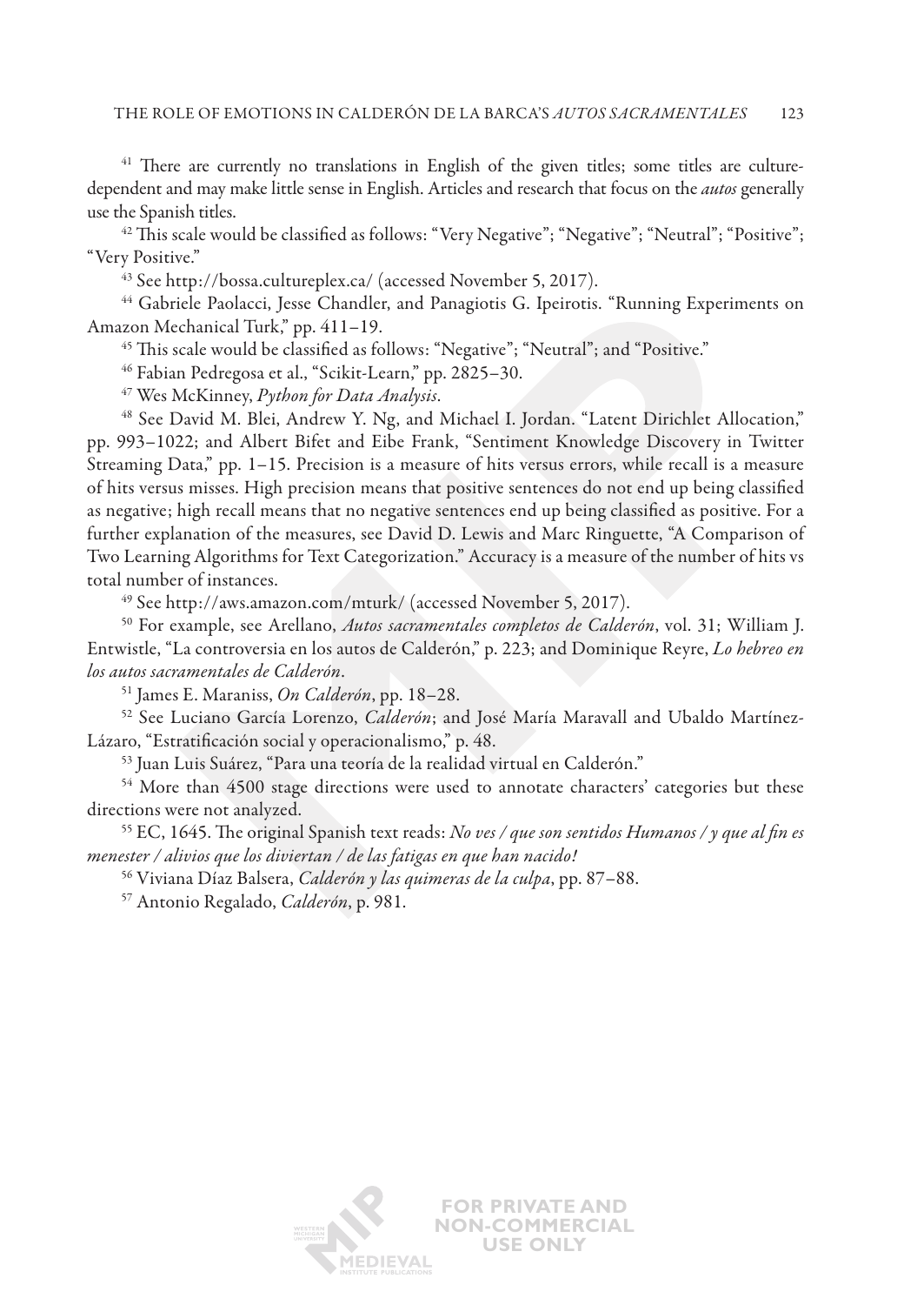[41] There are currently no translations in English of the given titles; some titles are culture-dependent and may make little sense in English. Articles and research that focus on the *autos* generally use the Spanish titles.

[42] This scale would be classified as follows: "Very Negative"; "Negative"; "Neutral"; "Positive"; "Very Positive."

[43] See http://bossa.cultureplex.ca/ (accessed November 5, 2017).

[44] Gabriele Paolacci, Jesse Chandler, and Panagiotis G. Ipeirotis. "Running Experiments on Amazon Mechanical Turk," pp. 411–19.

[45] This scale would be classified as follows: "Negative"; "Neutral"; and "Positive."

[46] Fabian Pedregosa et al., "Scikit-Learn," pp. 2825–30.

[47] Wes McKinney, *Python for Data Analysis*.

[48] See David M. Blei, Andrew Y. Ng, and Michael I. Jordan. "Latent Dirichlet Allocation," pp. 993–1022; and Albert Bifet and Eibe Frank, "Sentiment Knowledge Discovery in Twitter Streaming Data," pp. 1–15. Precision is a measure of hits versus errors, while recall is a measure of hits versus misses. High precision means that positive sentences do not end up being classified as negative; high recall means that no negative sentences end up being classified as positive. For a further explanation of the measures, see David D. Lewis and Marc Ringuette, "A Comparison of Two Learning Algorithms for Text Categorization." Accuracy is a measure of the number of hits vs total number of instances.

[49] See http://aws.amazon.com/mturk/ (accessed November 5, 2017).

[50] For example, see Arellano, *Autos sacramentales completos de Calderón*, vol. 31; William J. Entwistle, "La controversia en los autos de Calderón," p. 223; and Dominique Reyre, *Lo hebreo en los autos sacramentales de Calderón*.

[51] James E. Maraniss, *On Calderón*, pp. 18–28.

[52] See Luciano García Lorenzo, *Calderón*; and José María Maravall and Ubaldo Martínez-Lázaro, "Estratificación social y operacionalismo," p. 48.

[53] Juan Luis Suárez, "Para una teoría de la realidad virtual en Calderón."

[54] More than 4500 stage directions were used to annotate characters' categories but these directions were not analyzed.

[55] EC, 1645. The original Spanish text reads: *No ves / que son sentidos Humanos / y que al fin es menester / alivios que los diviertan / de las fatigas en que han nacido!*

[56] Viviana Díaz Balsera, *Calderón y las quimeras de la culpa*, pp. 87–88.

[57] Antonio Regalado, *Calderón*, p. 981.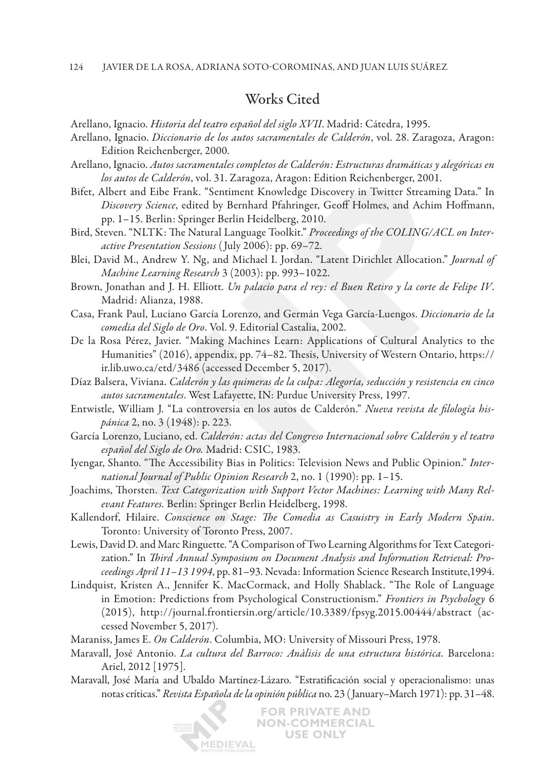## Works Cited

Arellano, Ignacio. *Historia del teatro español del siglo XVII*. Madrid: Cátedra, 1995.

Arellano, Ignacio. *Diccionario de los autos sacramentales de Calderón*, vol. 28. Zaragoza, Aragon: Edition Reichenberger, 2000.

Arellano, Ignacio. *Autos sacramentales completos de Calderón: Estructuras dramáticas y alegóricas en los autos de Calderón*, vol. 31. Zaragoza, Aragon: Edition Reichenberger, 2001.

Bifet, Albert and Eibe Frank. "Sentiment Knowledge Discovery in Twitter Streaming Data." In *Discovery Science*, edited by Bernhard Pfahringer, Geoff Holmes, and Achim Hoffmann, pp. 1–15. Berlin: Springer Berlin Heidelberg, 2010.

Bird, Steven. "NLTK: The Natural Language Toolkit." *Proceedings of the COLING/ACL on Interactive Presentation Sessions* (July 2006): pp. 69–72.

Blei, David M., Andrew Y. Ng, and Michael I. Jordan. "Latent Dirichlet Allocation." *Journal of Machine Learning Research* 3 (2003): pp. 993–1022.

Brown, Jonathan and J. H. Elliott. *Un palacio para el rey: el Buen Retiro y la corte de Felipe IV*. Madrid: Alianza, 1988.

Casa, Frank Paul, Luciano García Lorenzo, and Germán Vega García-Luengos. *Diccionario de la comedia del Siglo de Oro*. Vol. 9. Editorial Castalia, 2002.

De la Rosa Pérez, Javier. "Making Machines Learn: Applications of Cultural Analytics to the Humanities" (2016), appendix, pp. 74–82. Thesis, University of Western Ontario, https://ir.lib.uwo.ca/etd/3486 (accessed December 5, 2017).

Díaz Balsera, Viviana. *Calderón y las quimeras de la culpa: Alegoría, seducción y resistencia en cinco autos sacramentales*. West Lafayette, IN: Purdue University Press, 1997.

Entwistle, William J. "La controversia en los autos de Calderón." *Nueva revista de filología hispánica* 2, no. 3 (1948): p. 223.

García Lorenzo, Luciano, ed. *Calderón: actas del Congreso Internacional sobre Calderón y el teatro español del Siglo de Oro.* Madrid: CSIC, 1983.

Iyengar, Shanto. "The Accessibility Bias in Politics: Television News and Public Opinion." *International Journal of Public Opinion Research* 2, no. 1 (1990): pp. 1–15.

Joachims, Thorsten. *Text Categorization with Support Vector Machines: Learning with Many Relevant Features.* Berlin: Springer Berlin Heidelberg, 1998.

Kallendorf, Hilaire. *Conscience on Stage: The Comedia as Casuistry in Early Modern Spain*. Toronto: University of Toronto Press, 2007.

Lewis, David D. and Marc Ringuette. "A Comparison of Two Learning Algorithms for Text Categorization." In *Third Annual Symposium on Document Analysis and Information Retrieval: Proceedings April 11–13 1994*, pp. 81–93. Nevada: Information Science Research Institute,1994.

Lindquist, Kristen A., Jennifer K. MacCormack, and Holly Shablack. "The Role of Language in Emotion: Predictions from Psychological Constructionism." *Frontiers in Psychology* 6 (2015), http://journal.frontiersin.org/article/10.3389/fpsyg.2015.00444/abstract (accessed November 5, 2017).

Maraniss, James E. *On Calderón*. Columbia, MO: University of Missouri Press, 1978.

Maravall, José Antonio. *La cultura del Barroco: Anàlisis de una estructura histórica*. Barcelona: Ariel, 2012 [1975].

Maravall, José María and Ubaldo Martínez-Lázaro. "Estratificación social y operacionalismo: unas notas críticas." *Revista Española de la opinión pública* no. 23 (January–March 1971): pp. 31–48.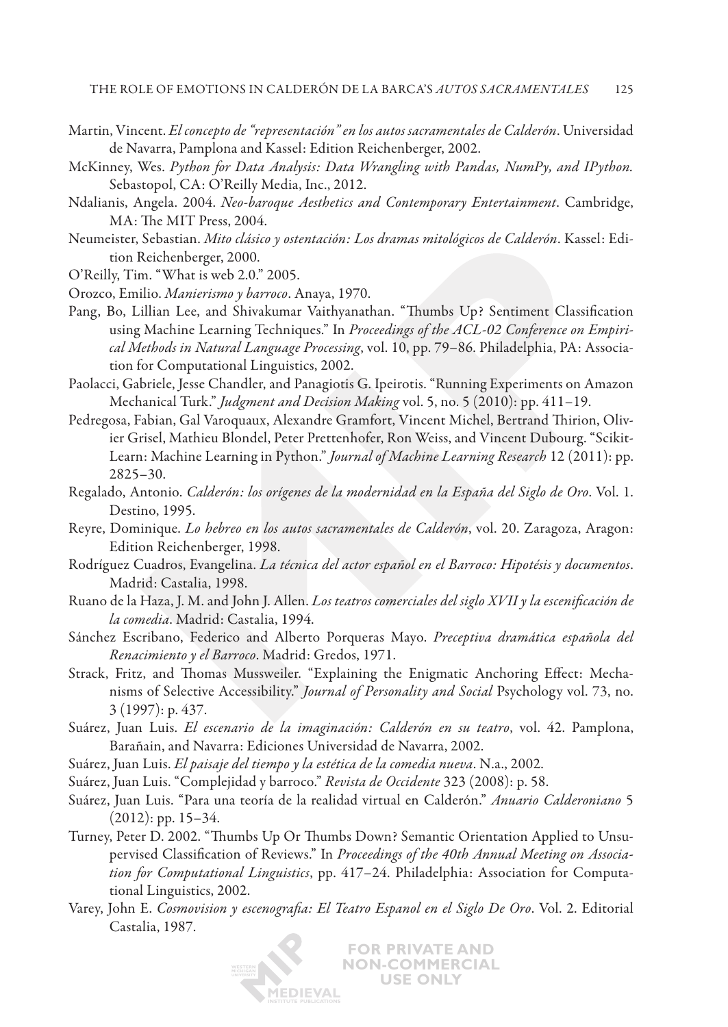Martin, Vincent. *El concepto de "representación" en los autos sacramentales de Calderón*. Universidad de Navarra, Pamplona and Kassel: Edition Reichenberger, 2002.

McKinney, Wes. *Python for Data Analysis: Data Wrangling with Pandas, NumPy, and IPython.* Sebastopol, CA: O'Reilly Media, Inc., 2012.

Ndalianis, Angela. 2004. *Neo-baroque Aesthetics and Contemporary Entertainment*. Cambridge, MA: The MIT Press, 2004.

Neumeister, Sebastian. *Mito clásico y ostentación: Los dramas mitológicos de Calderón*. Kassel: Edition Reichenberger, 2000.

O'Reilly, Tim. "What is web 2.0." 2005.

Orozco, Emilio. *Manierismo y barroco*. Anaya, 1970.

Pang, Bo, Lillian Lee, and Shivakumar Vaithyanathan. "Thumbs Up? Sentiment Classification using Machine Learning Techniques." In *Proceedings of the ACL-02 Conference on Empirical Methods in Natural Language Processing*, vol. 10, pp. 79–86. Philadelphia, PA: Association for Computational Linguistics, 2002.

Paolacci, Gabriele, Jesse Chandler, and Panagiotis G. Ipeirotis. "Running Experiments on Amazon Mechanical Turk." *Judgment and Decision Making* vol. 5, no. 5 (2010): pp. 411–19.

Pedregosa, Fabian, Gal Varoquaux, Alexandre Gramfort, Vincent Michel, Bertrand Thirion, Olivier Grisel, Mathieu Blondel, Peter Prettenhofer, Ron Weiss, and Vincent Dubourg. "Scikit-Learn: Machine Learning in Python." *Journal of Machine Learning Research* 12 (2011): pp. 2825–30.

Regalado, Antonio. *Calderón: los orígenes de la modernidad en la España del Siglo de Oro*. Vol. 1. Destino, 1995.

Reyre, Dominique. *Lo hebreo en los autos sacramentales de Calderón*, vol. 20. Zaragoza, Aragon: Edition Reichenberger, 1998.

Rodríguez Cuadros, Evangelina. *La técnica del actor español en el Barroco: Hipotésis y documentos*. Madrid: Castalia, 1998.

Ruano de la Haza, J. M. and John J. Allen. *Los teatros comerciales del siglo XVII y la escenificación de la comedia*. Madrid: Castalia, 1994.

Sánchez Escribano, Federico and Alberto Porqueras Mayo. *Preceptiva dramática española del Renacimiento y el Barroco*. Madrid: Gredos, 1971.

Strack, Fritz, and Thomas Mussweiler. "Explaining the Enigmatic Anchoring Effect: Mechanisms of Selective Accessibility." *Journal of Personality and Social* Psychology vol. 73, no. 3 (1997): p. 437.

Suárez, Juan Luis. *El escenario de la imaginación: Calderón en su teatro*, vol. 42. Pamplona, Barañain, and Navarra: Ediciones Universidad de Navarra, 2002.

Suárez, Juan Luis. *El paisaje del tiempo y la estética de la comedia nueva*. N.a., 2002.

Suárez, Juan Luis. "Complejidad y barroco." *Revista de Occidente* 323 (2008): p. 58.

Suárez, Juan Luis. "Para una teoría de la realidad virtual en Calderón." *Anuario Calderoniano* 5 (2012): pp. 15–34.

Turney, Peter D. 2002. "Thumbs Up Or Thumbs Down? Semantic Orientation Applied to Unsupervised Classification of Reviews." In *Proceedings of the 40th Annual Meeting on Association for Computational Linguistics*, pp. 417–24. Philadelphia: Association for Computational Linguistics, 2002.

Varey, John E. *Cosmovision y escenografia: El Teatro Espanol en el Siglo De Oro*. Vol. 2. Editorial Castalia, 1987.